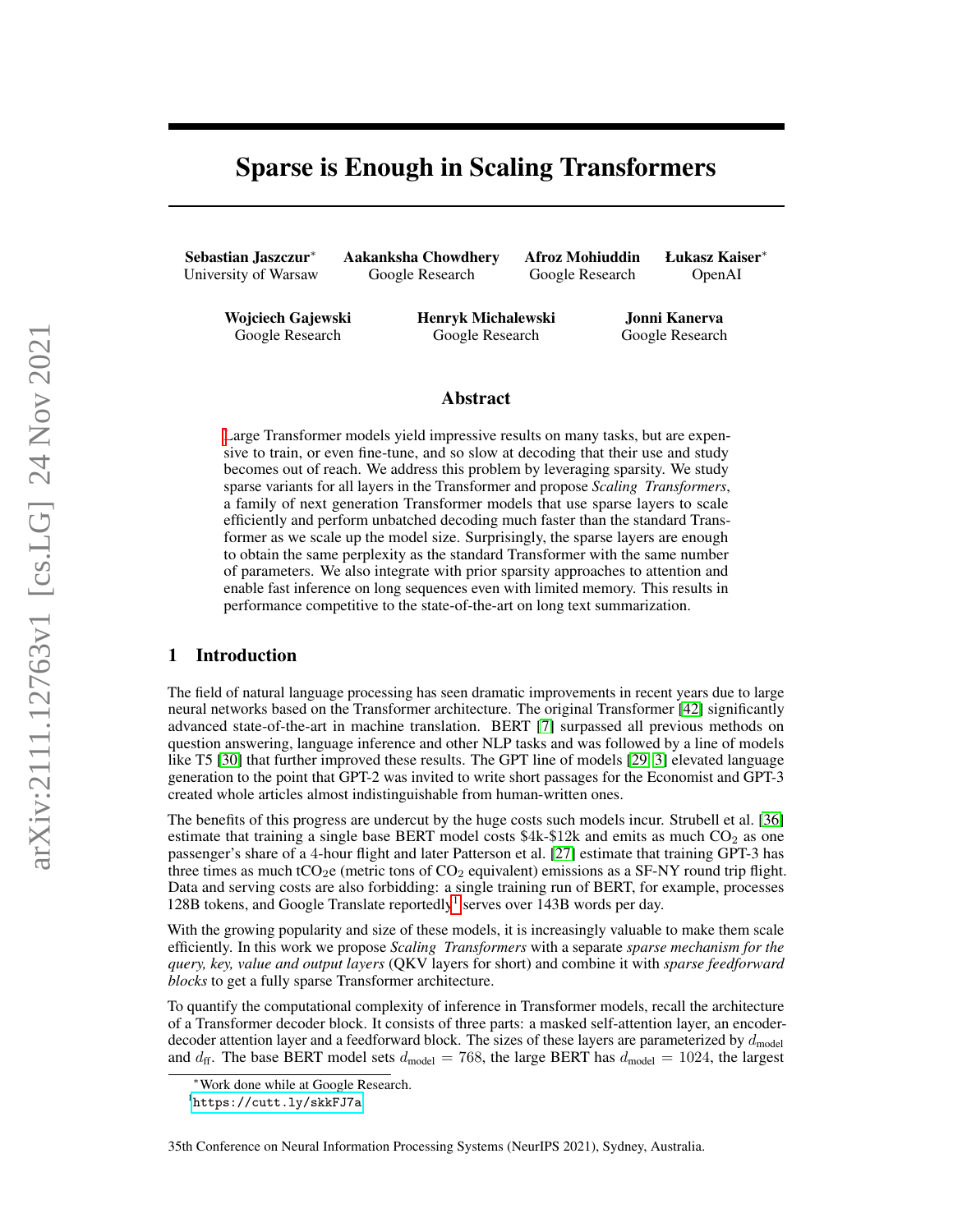# Sparse is Enough in Scaling Transformers

**Sebastian Jaszczur**[*]
University of Warsaw

**Aakanksha Chowdhery**
Google Research

**Afroz Mohiuddin**
Google Research

**Łukasz Kaiser**[*]
OpenAI

**Wojciech Gajewski**
Google Research

**Henryk Michalewski**
Google Research

**Jonni Kanerva**
Google Research

## Abstract

Large Transformer models yield impressive results on many tasks, but are expensive to train, or even fine-tune, and so slow at decoding that their use and study becomes out of reach. We address this problem by leveraging sparsity. We study sparse variants for all layers in the Transformer and propose *Scaling Transformers*, a family of next generation Transformer models that use sparse layers to scale efficiently and perform unbatched decoding much faster than the standard Transformer as we scale up the model size. Surprisingly, the sparse layers are enough to obtain the same perplexity as the standard Transformer with the same number of parameters. We also integrate with prior sparsity approaches to attention and enable fast inference on long sequences even with limited memory. This results in performance competitive to the state-of-the-art on long text summarization.

## 1 Introduction

The field of natural language processing has seen dramatic improvements in recent years due to large neural networks based on the Transformer architecture. The original Transformer [42] significantly advanced state-of-the-art in machine translation. BERT [7] surpassed all previous methods on question answering, language inference and other NLP tasks and was followed by a line of models like T5 [30] that further improved these results. The GPT line of models [29, 3] elevated language generation to the point that GPT-2 was invited to write short passages for the Economist and GPT-3 created whole articles almost indistinguishable from human-written ones.

The benefits of this progress are undercut by the huge costs such models incur. Strubell et al. [36] estimate that training a single base BERT model costs \$4k-\$12k and emits as much $CO_2$ as one passenger's share of a 4-hour flight and later Patterson et al. [27] estimate that training GPT-3 has three times as much $tCO_2e$ (metric tons of $CO_2$ equivalent) emissions as a SF-NY round trip flight. Data and serving costs are also forbidding: a single training run of BERT, for example, processes 128B tokens, and Google Translate reportedly[1] serves over 143B words per day.

With the growing popularity and size of these models, it is increasingly valuable to make them scale efficiently. In this work we propose *Scaling Transformers* with a separate *sparse mechanism for the query, key, value and output layers* (QKV layers for short) and combine it with *sparse feedforward blocks* to get a fully sparse Transformer architecture.

To quantify the computational complexity of inference in Transformer models, recall the architecture of a Transformer decoder block. It consists of three parts: a masked self-attention layer, an encoder-decoder attention layer and a feedforward block. The sizes of these layers are parameterized by $d_{\text{model}}$ and $d_{\text{ff}}$. The base BERT model sets $d_{\text{model}} = 768$, the large BERT has $d_{\text{model}} = 1024$, the largest

[*] Work done while at Google Research.

[1] https://cutt.ly/skkFJ7a

35th Conference on Neural Information Processing Systems (NeurIPS 2021), Sydney, Australia.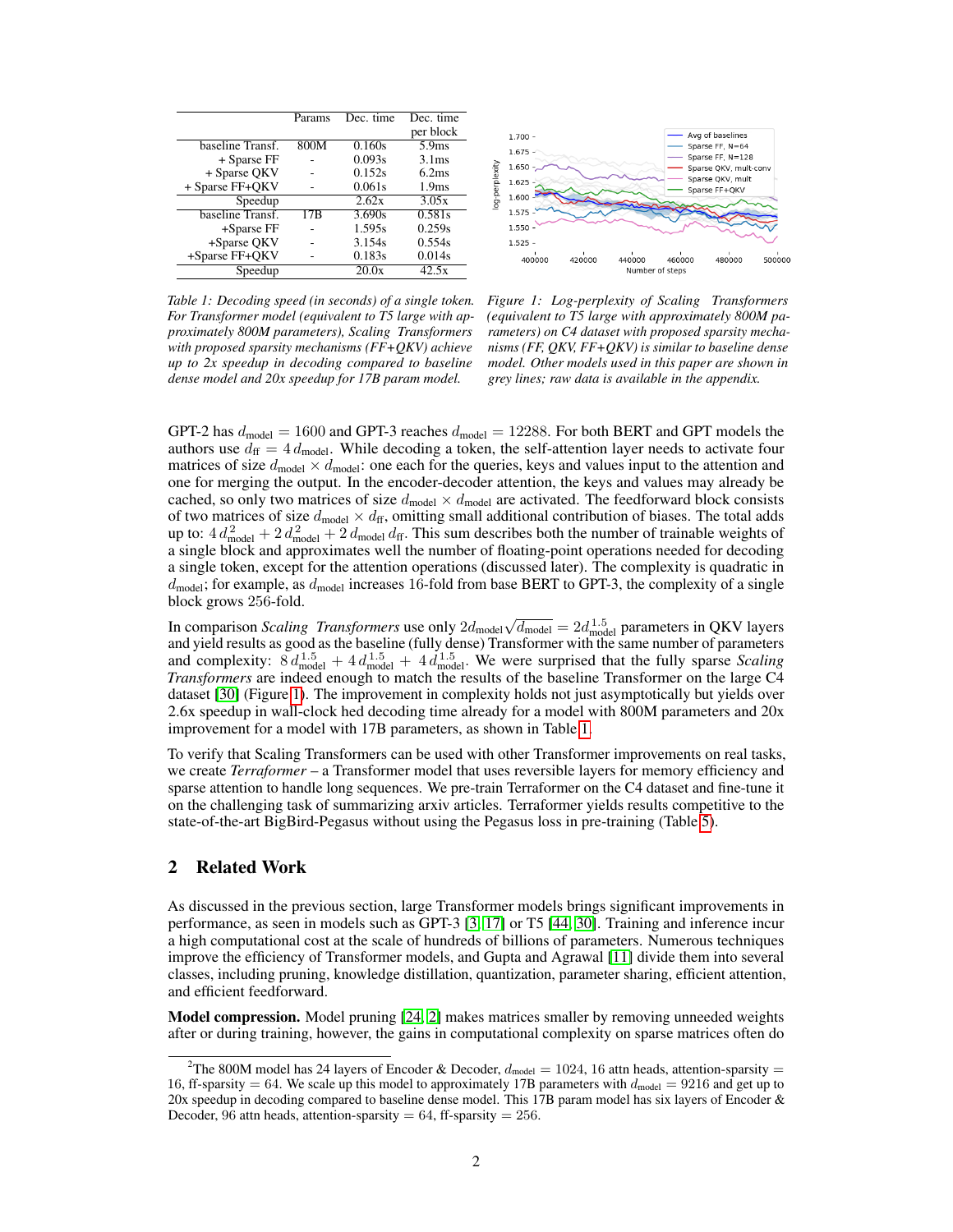|  | Params | Dec. time | Dec. time per block |
|---|---|---|---|
| baseline Transf. | 800M | 0.160s | 5.9ms |
| + Sparse FF | - | 0.093s | 3.1ms |
| + Sparse QKV | - | 0.152s | 6.2ms |
| + Sparse FF+QKV | - | 0.061s | 1.9ms |
| Speedup |  | 2.62x | 3.05x |
| baseline Transf. | 17B | 3.690s | 0.581s |
| +Sparse FF | - | 1.595s | 0.259s |
| +Sparse QKV | - | 3.154s | 0.554s |
| +Sparse FF+QKV | - | 0.183s | 0.014s |
| Speedup |  | 20.0x | 42.5x |

*Table 1: Decoding speed (in seconds) of a single token. For Transformer model (equivalent to T5 large with approximately 800M parameters), Scaling Transformers with proposed sparsity mechanisms (FF+QKV) achieve up to 2x speedup in decoding compared to baseline dense model and 20x speedup for 17B param model.*

*Figure 1: Log-perplexity of Scaling Transformers (equivalent to T5 large with approximately 800M parameters) on C4 dataset with proposed sparsity mechanisms (FF, QKV, FF+QKV) is similar to baseline dense model. Other models used in this paper are shown in grey lines; raw data is available in the appendix.*

GPT-2 has $d_{\text{model}} = 1600$ and GPT-3 reaches $d_{\text{model}} = 12288$. For both BERT and GPT models the authors use $d_{\text{ff}} = 4\,d_{\text{model}}$. While decoding a token, the self-attention layer needs to activate four matrices of size $d_{\text{model}} \times d_{\text{model}}$: one each for the queries, keys and values input to the attention and one for merging the output. In the encoder-decoder attention, the keys and values may already be cached, so only two matrices of size $d_{\text{model}} \times d_{\text{model}}$ are activated. The feedforward block consists of two matrices of size $d_{\text{model}} \times d_{\text{ff}}$, omitting small additional contribution of biases. The total adds up to: $4\,d_{\text{model}}^2 + 2\,d_{\text{model}}^2 + 2\,d_{\text{model}}\,d_{\text{ff}}$. This sum describes both the number of trainable weights of a single block and approximates well the number of floating-point operations needed for decoding a single token, except for the attention operations (discussed later). The complexity is quadratic in $d_{\text{model}}$; for example, as $d_{\text{model}}$ increases 16-fold from base BERT to GPT-3, the complexity of a single block grows 256-fold.

In comparison *Scaling Transformers* use only $2d_{\text{model}}\sqrt{d_{\text{model}}} = 2d_{\text{model}}^{1.5}$ parameters in QKV layers and yield results as good as the baseline (fully dense) Transformer with the same number of parameters and complexity: $8\,d_{\text{model}}^{1.5} + 4\,d_{\text{model}}^{1.5} + 4\,d_{\text{model}}^{1.5}$. We were surprised that the fully sparse *Scaling Transformers* are indeed enough to match the results of the baseline Transformer on the large C4 dataset [30] (Figure 1). The improvement in complexity holds not just asymptotically but yields over 2.6x speedup in wall-clock hed decoding time already for a model with 800M parameters and 20x improvement for a model with 17B parameters, as shown in Table 1.

To verify that Scaling Transformers can be used with other Transformer improvements on real tasks, we create *Terraformer* – a Transformer model that uses reversible layers for memory efficiency and sparse attention to handle long sequences. We pre-train Terraformer on the C4 dataset and fine-tune it on the challenging task of summarizing arxiv articles. Terraformer yields results competitive to the state-of-the-art BigBird-Pegasus without using the Pegasus loss in pre-training (Table 5).

## 2 Related Work

As discussed in the previous section, large Transformer models brings significant improvements in performance, as seen in models such as GPT-3 [3, 17] or T5 [44, 30]. Training and inference incur a high computational cost at the scale of hundreds of billions of parameters. Numerous techniques improve the efficiency of Transformer models, and Gupta and Agrawal [11] divide them into several classes, including pruning, knowledge distillation, quantization, parameter sharing, efficient attention, and efficient feedforward.

**Model compression.** Model pruning [24, 2] makes matrices smaller by removing unneeded weights after or during training, however, the gains in computational complexity on sparse matrices often do

[2] The 800M model has 24 layers of Encoder & Decoder, $d_{\text{model}} = 1024$, 16 attn heads, attention-sparsity $= 16$, ff-sparsity $= 64$. We scale up this model to approximately 17B parameters with $d_{\text{model}} = 9216$ and get up to 20x speedup in decoding compared to baseline dense model. This 17B param model has six layers of Encoder & Decoder, 96 attn heads, attention-sparsity $= 64$, ff-sparsity $= 256$.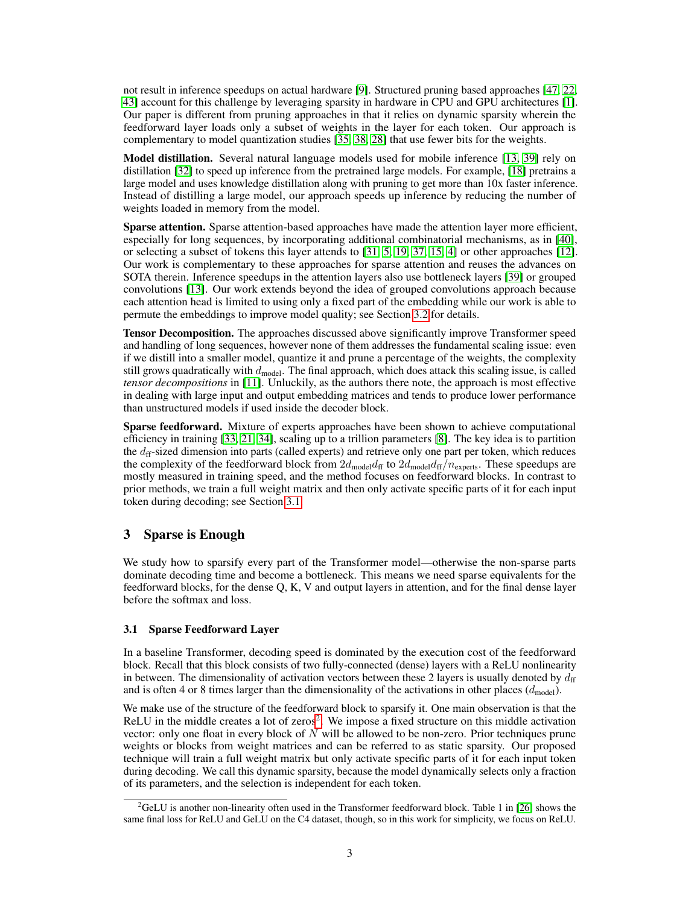not result in inference speedups on actual hardware [9]. Structured pruning based approaches [47, 22, 43] account for this challenge by leveraging sparsity in hardware in CPU and GPU architectures [1]. Our paper is different from pruning approaches in that it relies on dynamic sparsity wherein the feedforward layer loads only a subset of weights in the layer for each token. Our approach is complementary to model quantization studies [35, 38, 28] that use fewer bits for the weights.

**Model distillation.** Several natural language models used for mobile inference [13, 39] rely on distillation [32] to speed up inference from the pretrained large models. For example, [18] pretrains a large model and uses knowledge distillation along with pruning to get more than 10x faster inference. Instead of distilling a large model, our approach speeds up inference by reducing the number of weights loaded in memory from the model.

**Sparse attention.** Sparse attention-based approaches have made the attention layer more efficient, especially for long sequences, by incorporating additional combinatorial mechanisms, as in [40], or selecting a subset of tokens this layer attends to [31, 5, 19, 37, 15, 4] or other approaches [12]. Our work is complementary to these approaches for sparse attention and reuses the advances on SOTA therein. Inference speedups in the attention layers also use bottleneck layers [39] or grouped convolutions [13]. Our work extends beyond the idea of grouped convolutions approach because each attention head is limited to using only a fixed part of the embedding while our work is able to permute the embeddings to improve model quality; see Section 3.2 for details.

**Tensor Decomposition.** The approaches discussed above significantly improve Transformer speed and handling of long sequences, however none of them addresses the fundamental scaling issue: even if we distill into a smaller model, quantize it and prune a percentage of the weights, the complexity still grows quadratically with $d_{\text{model}}$. The final approach, which does attack this scaling issue, is called *tensor decompositions* in [11]. Unluckily, as the authors there note, the approach is most effective in dealing with large input and output embedding matrices and tends to produce lower performance than unstructured models if used inside the decoder block.

**Sparse feedforward.** Mixture of experts approaches have been shown to achieve computational efficiency in training [33, 21, 34], scaling up to a trillion parameters [8]. The key idea is to partition the $d_{\text{ff}}$-sized dimension into parts (called experts) and retrieve only one part per token, which reduces the complexity of the feedforward block from $2d_{\text{model}}d_{\text{ff}}$ to $2d_{\text{model}}d_{\text{ff}}/n_{\text{experts}}$. These speedups are mostly measured in training speed, and the method focuses on feedforward blocks. In contrast to prior methods, we train a full weight matrix and then only activate specific parts of it for each input token during decoding; see Section 3.1.

## 3 Sparse is Enough

We study how to sparsify every part of the Transformer model—otherwise the non-sparse parts dominate decoding time and become a bottleneck. This means we need sparse equivalents for the feedforward blocks, for the dense Q, K, V and output layers in attention, and for the final dense layer before the softmax and loss.

### 3.1 Sparse Feedforward Layer

In a baseline Transformer, decoding speed is dominated by the execution cost of the feedforward block. Recall that this block consists of two fully-connected (dense) layers with a ReLU nonlinearity in between. The dimensionality of activation vectors between these 2 layers is usually denoted by $d_{\text{ff}}$ and is often 4 or 8 times larger than the dimensionality of the activations in other places ($d_{\text{model}}$).

We make use of the structure of the feedforward block to sparsify it. One main observation is that the ReLU in the middle creates a lot of zeros[2]. We impose a fixed structure on this middle activation vector: only one float in every block of $N$ will be allowed to be non-zero. Prior techniques prune weights or blocks from weight matrices and can be referred to as static sparsity. Our proposed technique will train a full weight matrix but only activate specific parts of it for each input token during decoding. We call this dynamic sparsity, because the model dynamically selects only a fraction of its parameters, and the selection is independent for each token.

[2] GeLU is another non-linearity often used in the Transformer feedforward block. Table 1 in [26] shows the same final loss for ReLU and GeLU on the C4 dataset, though, so in this work for simplicity, we focus on ReLU.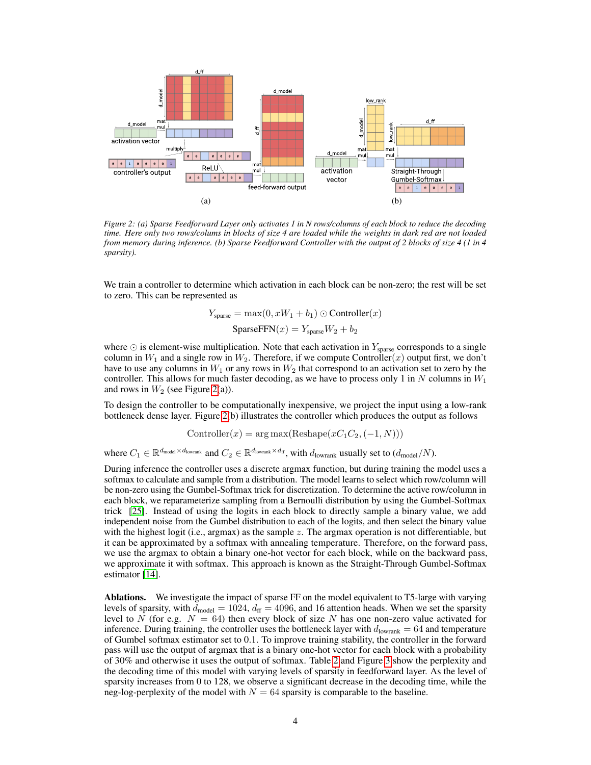Figure 2: (a) Sparse Feedforward Layer only activates 1 in N rows/columns of each block to reduce the decoding time. Here only two rows/colums in blocks of size 4 are loaded while the weights in dark red are not loaded from memory during inference. (b) Sparse Feedforward Controller with the output of 2 blocks of size 4 (1 in 4 sparsity).

We train a controller to determine which activation in each block can be non-zero; the rest will be set to zero. This can be represented as

$$Y_{\text{sparse}} = \max(0, xW_1 + b_1) \odot \text{Controller}(x)$$
$$\text{SparseFFN}(x) = Y_{\text{sparse}} W_2 + b_2$$

where $\odot$ is element-wise multiplication. Note that each activation in $Y_{\text{sparse}}$ corresponds to a single column in $W_1$ and a single row in $W_2$. Therefore, if we compute Controller$(x)$ output first, we don't have to use any columns in $W_1$ or any rows in $W_2$ that correspond to an activation set to zero by the controller. This allows for much faster decoding, as we have to process only 1 in $N$ columns in $W_1$ and rows in $W_2$ (see Figure 2(a)).

To design the controller to be computationally inexpensive, we project the input using a low-rank bottleneck dense layer. Figure 2(b) illustrates the controller which produces the output as follows

$$\text{Controller}(x) = \arg\max(\text{Reshape}(xC_1C_2, (-1, N)))$$

where $C_1 \in \mathbb{R}^{d_{\text{model}} \times d_{\text{lowrank}}}$ and $C_2 \in \mathbb{R}^{d_{\text{lowrank}} \times d_{\text{ff}}}$, with $d_{\text{lowrank}}$ usually set to $(d_{\text{model}}/N)$.

During inference the controller uses a discrete argmax function, but during training the model uses a softmax to calculate and sample from a distribution. The model learns to select which row/column will be non-zero using the Gumbel-Softmax trick for discretization. To determine the active row/column in each block, we reparameterize sampling from a Bernoulli distribution by using the Gumbel-Softmax trick [25]. Instead of using the logits in each block to directly sample a binary value, we add independent noise from the Gumbel distribution to each of the logits, and then select the binary value with the highest logit (i.e., argmax) as the sample $z$. The argmax operation is not differentiable, but it can be approximated by a softmax with annealing temperature. Therefore, on the forward pass, we use the argmax to obtain a binary one-hot vector for each block, while on the backward pass, we approximate it with softmax. This approach is known as the Straight-Through Gumbel-Softmax estimator [14].

**Ablations.** We investigate the impact of sparse FF on the model equivalent to T5-large with varying levels of sparsity, with $d_{\text{model}} = 1024$, $d_{\text{ff}} = 4096$, and 16 attention heads. When we set the sparsity level to $N$ (for e.g. $N = 64$) then every block of size $N$ has one non-zero value activated for inference. During training, the controller uses the bottleneck layer with $d_{\text{lowrank}} = 64$ and temperature of Gumbel softmax estimator set to 0.1. To improve training stability, the controller in the forward pass will use the output of argmax that is a binary one-hot vector for each block with a probability of 30% and otherwise it uses the output of softmax. Table 2 and Figure 3 show the perplexity and the decoding time of this model with varying levels of sparsity in feedforward layer. As the level of sparsity increases from 0 to 128, we observe a significant decrease in the decoding time, while the neg-log-perplexity of the model with $N = 64$ sparsity is comparable to the baseline.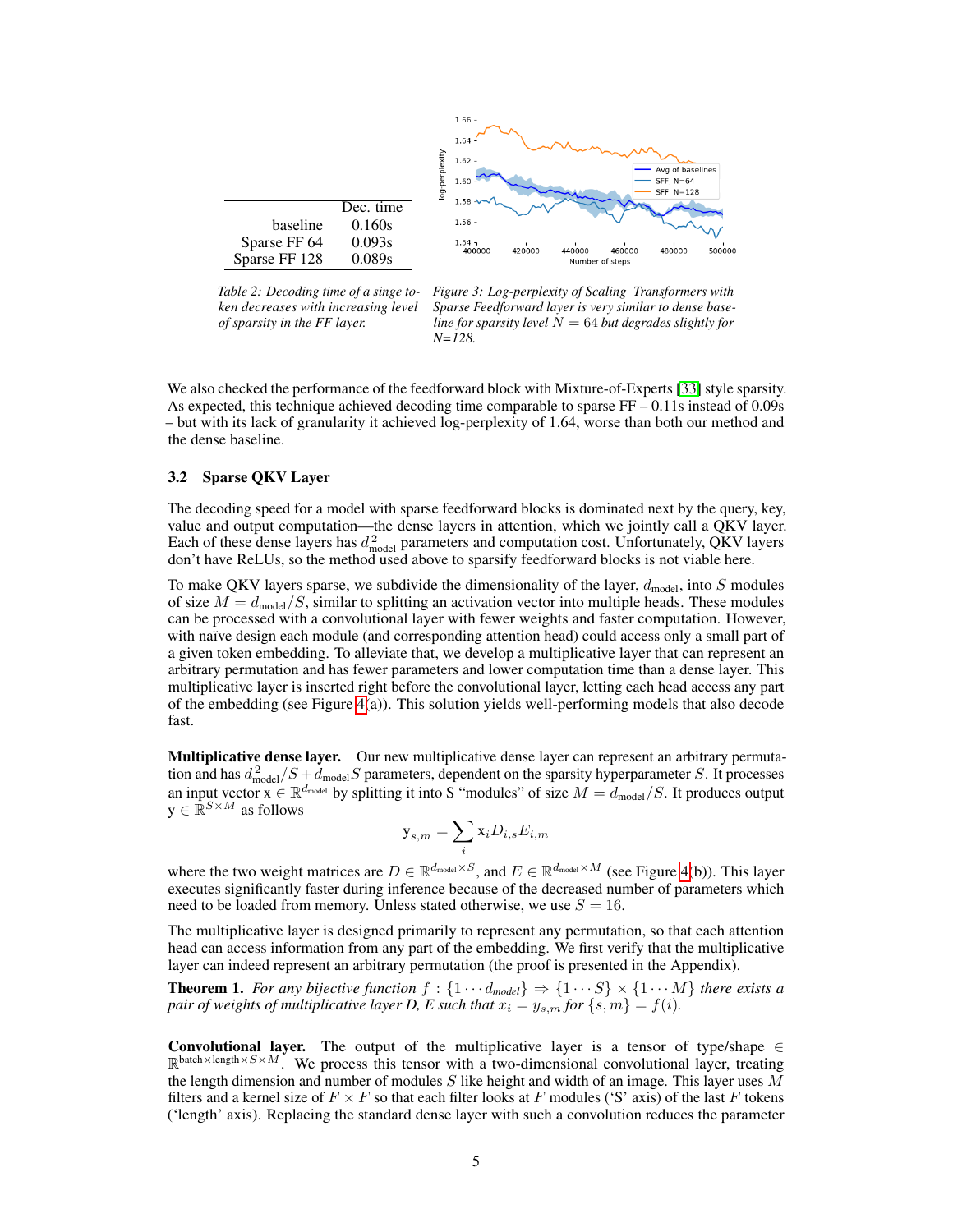| | Dec. time |
|---|---|
| baseline | 0.160s |
| Sparse FF 64 | 0.093s |
| Sparse FF 128 | 0.089s |

*Table 2: Decoding time of a singe token decreases with increasing level of sparsity in the FF layer.*

*Figure 3: Log-perplexity of Scaling Transformers with Sparse Feedforward layer is very similar to dense baseline for sparsity level $N = 64$ but degrades slightly for N=128.*

We also checked the performance of the feedforward block with Mixture-of-Experts [33] style sparsity. As expected, this technique achieved decoding time comparable to sparse FF – 0.11s instead of 0.09s – but with its lack of granularity it achieved log-perplexity of 1.64, worse than both our method and the dense baseline.

### 3.2 Sparse QKV Layer

The decoding speed for a model with sparse feedforward blocks is dominated next by the query, key, value and output computation—the dense layers in attention, which we jointly call a QKV layer. Each of these dense layers has $d^2_{\text{model}}$ parameters and computation cost. Unfortunately, QKV layers don't have ReLUs, so the method used above to sparsify feedforward blocks is not viable here.

To make QKV layers sparse, we subdivide the dimensionality of the layer, $d_{\text{model}}$, into $S$ modules of size $M = d_{\text{model}}/S$, similar to splitting an activation vector into multiple heads. These modules can be processed with a convolutional layer with fewer weights and faster computation. However, with naïve design each module (and corresponding attention head) could access only a small part of a given token embedding. To alleviate that, we develop a multiplicative layer that can represent an arbitrary permutation and has fewer parameters and lower computation time than a dense layer. This multiplicative layer is inserted right before the convolutional layer, letting each head access any part of the embedding (see Figure 4(a)). This solution yields well-performing models that also decode fast.

**Multiplicative dense layer.** Our new multiplicative dense layer can represent an arbitrary permutation and has $d^2_{\text{model}}/S + d_{\text{model}}S$ parameters, dependent on the sparsity hyperparameter $S$. It processes an input vector $\mathrm{x} \in \mathbb{R}^{d_{\text{model}}}$ by splitting it into S "modules" of size $M = d_{\text{model}}/S$. It produces output $\mathrm{y} \in \mathbb{R}^{S \times M}$ as follows

$$\mathrm{y}_{s,m} = \sum_i \mathrm{x}_i D_{i,s} E_{i,m}$$

where the two weight matrices are $D \in \mathbb{R}^{d_{\text{model}} \times S}$, and $E \in \mathbb{R}^{d_{\text{model}} \times M}$ (see Figure 4(b)). This layer executes significantly faster during inference because of the decreased number of parameters which need to be loaded from memory. Unless stated otherwise, we use $S = 16$.

The multiplicative layer is designed primarily to represent any permutation, so that each attention head can access information from any part of the embedding. We first verify that the multiplicative layer can indeed represent an arbitrary permutation (the proof is presented in the Appendix).

**Theorem 1.** *For any bijective function $f : \{1 \cdots d_{model}\} \Rightarrow \{1 \cdots S\} \times \{1 \cdots M\}$ there exists a pair of weights of multiplicative layer D, E such that $x_i = y_{s,m}$ for $\{s, m\} = f(i)$.*

**Convolutional layer.** The output of the multiplicative layer is a tensor of type/shape $\in \mathbb{R}^{\text{batch} \times \text{length} \times S \times M}$. We process this tensor with a two-dimensional convolutional layer, treating the length dimension and number of modules $S$ like height and width of an image. This layer uses $M$ filters and a kernel size of $F \times F$ so that each filter looks at $F$ modules ('S' axis) of the last $F$ tokens ('length' axis). Replacing the standard dense layer with such a convolution reduces the parameter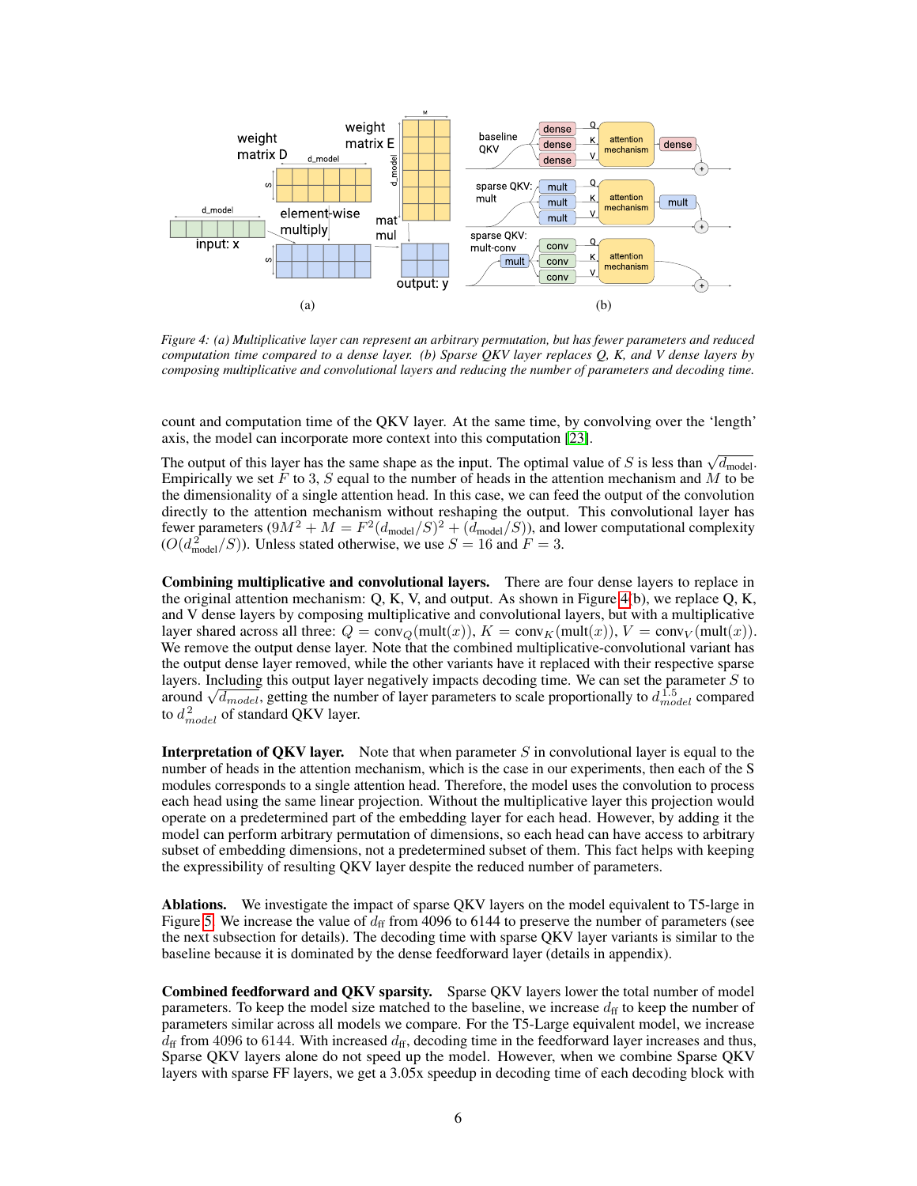Figure 4: (a) Multiplicative layer can represent an arbitrary permutation, but has fewer parameters and reduced computation time compared to a dense layer. (b) Sparse QKV layer replaces Q, K, and V dense layers by composing multiplicative and convolutional layers and reducing the number of parameters and decoding time.

count and computation time of the QKV layer. At the same time, by convolving over the 'length' axis, the model can incorporate more context into this computation [23].

The output of this layer has the same shape as the input. The optimal value of $S$ is less than $\sqrt{d_{\text{model}}}$. Empirically we set $F$ to 3, $S$ equal to the number of heads in the attention mechanism and $M$ to be the dimensionality of a single attention head. In this case, we can feed the output of the convolution directly to the attention mechanism without reshaping the output. This convolutional layer has fewer parameters ($9M^2 + M = F^2(d_{\text{model}}/S)^2 + (d_{\text{model}}/S)$), and lower computational complexity ($O(d_{\text{model}}^2/S)$). Unless stated otherwise, we use $S = 16$ and $F = 3$.

**Combining multiplicative and convolutional layers.** There are four dense layers to replace in the original attention mechanism: Q, K, V, and output. As shown in Figure 4(b), we replace Q, K, and V dense layers by composing multiplicative and convolutional layers, but with a multiplicative layer shared across all three: $Q = \text{conv}_Q(\text{mult}(x))$, $K = \text{conv}_K(\text{mult}(x))$, $V = \text{conv}_V(\text{mult}(x))$. We remove the output dense layer. Note that the combined multiplicative-convolutional variant has the output dense layer removed, while the other variants have it replaced with their respective sparse layers. Including this output layer negatively impacts decoding time. We can set the parameter $S$ to around $\sqrt{d_{model}}$, getting the number of layer parameters to scale proportionally to $d_{model}^{1.5}$ compared to $d_{model}^2$ of standard QKV layer.

**Interpretation of QKV layer.** Note that when parameter $S$ in convolutional layer is equal to the number of heads in the attention mechanism, which is the case in our experiments, then each of the S modules corresponds to a single attention head. Therefore, the model uses the convolution to process each head using the same linear projection. Without the multiplicative layer this projection would operate on a predetermined part of the embedding layer for each head. However, by adding it the model can perform arbitrary permutation of dimensions, so each head can have access to arbitrary subset of embedding dimensions, not a predetermined subset of them. This fact helps with keeping the expressibility of resulting QKV layer despite the reduced number of parameters.

**Ablations.** We investigate the impact of sparse QKV layers on the model equivalent to T5-large in Figure 5. We increase the value of $d_{\text{ff}}$ from 4096 to 6144 to preserve the number of parameters (see the next subsection for details). The decoding time with sparse QKV layer variants is similar to the baseline because it is dominated by the dense feedforward layer (details in appendix).

**Combined feedforward and QKV sparsity.** Sparse QKV layers lower the total number of model parameters. To keep the model size matched to the baseline, we increase $d_{\text{ff}}$ to keep the number of parameters similar across all models we compare. For the T5-Large equivalent model, we increase $d_{\text{ff}}$ from 4096 to 6144. With increased $d_{\text{ff}}$, decoding time in the feedforward layer increases and thus, Sparse QKV layers alone do not speed up the model. However, when we combine Sparse QKV layers with sparse FF layers, we get a 3.05x speedup in decoding time of each decoding block with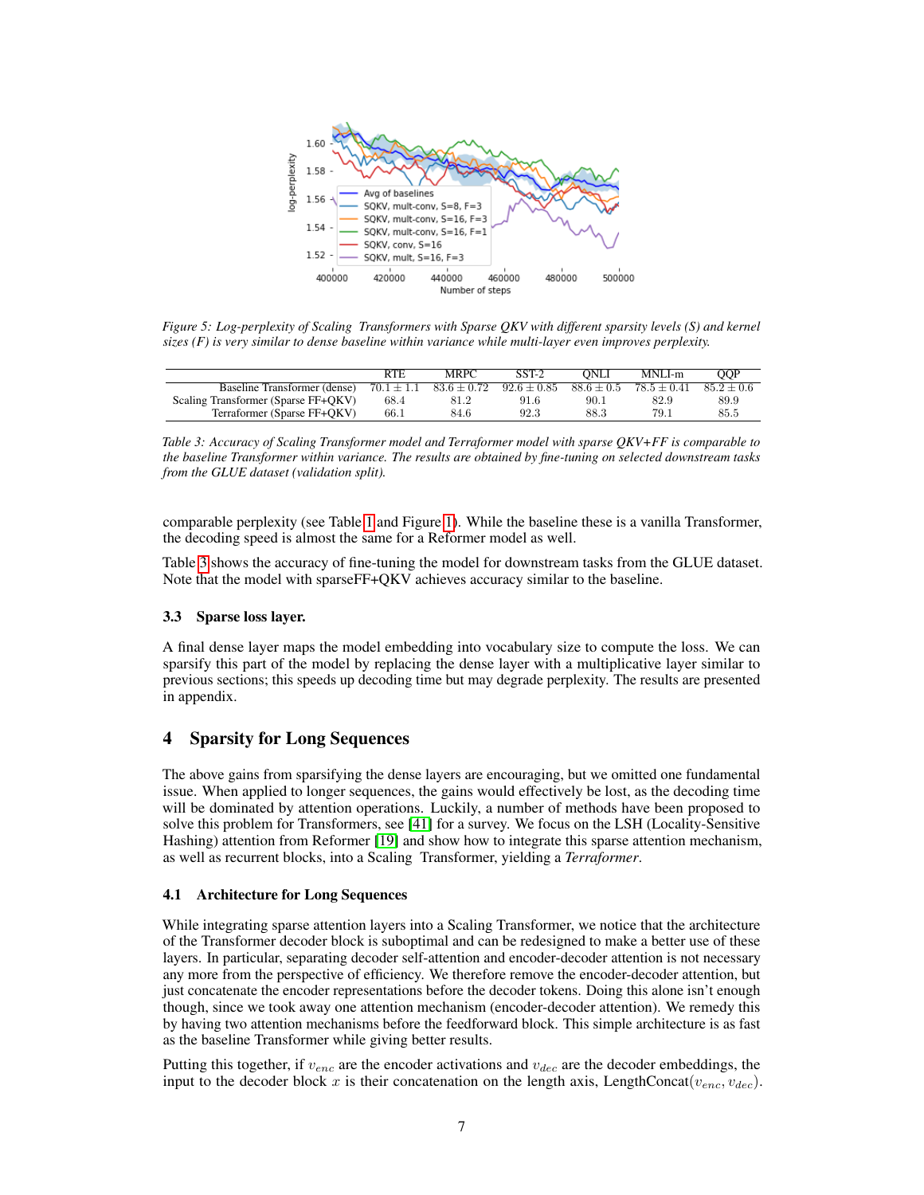Figure 5: Log-perplexity of Scaling Transformers with Sparse QKV with different sparsity levels (S) and kernel sizes (F) is very similar to dense baseline within variance while multi-layer even improves perplexity.

| | RTE | MRPC | SST-2 | QNLI | MNLI-m | QQP |
|---|---|---|---|---|---|---|
| Baseline Transformer (dense) | $70.1 \pm 1.1$ | $83.6 \pm 0.72$ | $92.6 \pm 0.85$ | $88.6 \pm 0.5$ | $78.5 \pm 0.41$ | $85.2 \pm 0.6$ |
| Scaling Transformer (Sparse FF+QKV) | 68.4 | 81.2 | 91.6 | 90.1 | 82.9 | 89.9 |
| Terraformer (Sparse FF+QKV) | 66.1 | 84.6 | 92.3 | 88.3 | 79.1 | 85.5 |

Table 3: Accuracy of Scaling Transformer model and Terraformer model with sparse QKV+FF is comparable to the baseline Transformer within variance. The results are obtained by fine-tuning on selected downstream tasks from the GLUE dataset (validation split).

comparable perplexity (see Table 1 and Figure 1). While the baseline these is a vanilla Transformer, the decoding speed is almost the same for a Reformer model as well.

Table 3 shows the accuracy of fine-tuning the model for downstream tasks from the GLUE dataset. Note that the model with sparseFF+QKV achieves accuracy similar to the baseline.

### 3.3 Sparse loss layer.

A final dense layer maps the model embedding into vocabulary size to compute the loss. We can sparsify this part of the model by replacing the dense layer with a multiplicative layer similar to previous sections; this speeds up decoding time but may degrade perplexity. The results are presented in appendix.

## 4 Sparsity for Long Sequences

The above gains from sparsifying the dense layers are encouraging, but we omitted one fundamental issue. When applied to longer sequences, the gains would effectively be lost, as the decoding time will be dominated by attention operations. Luckily, a number of methods have been proposed to solve this problem for Transformers, see [41] for a survey. We focus on the LSH (Locality-Sensitive Hashing) attention from Reformer [19] and show how to integrate this sparse attention mechanism, as well as recurrent blocks, into a Scaling Transformer, yielding a *Terraformer*.

### 4.1 Architecture for Long Sequences

While integrating sparse attention layers into a Scaling Transformer, we notice that the architecture of the Transformer decoder block is suboptimal and can be redesigned to make a better use of these layers. In particular, separating decoder self-attention and encoder-decoder attention is not necessary any more from the perspective of efficiency. We therefore remove the encoder-decoder attention, but just concatenate the encoder representations before the decoder tokens. Doing this alone isn't enough though, since we took away one attention mechanism (encoder-decoder attention). We remedy this by having two attention mechanisms before the feedforward block. This simple architecture is as fast as the baseline Transformer while giving better results.

Putting this together, if $v_{enc}$ are the encoder activations and $v_{dec}$ are the decoder embeddings, the input to the decoder block $x$ is their concatenation on the length axis, $\text{LengthConcat}(v_{enc}, v_{dec})$.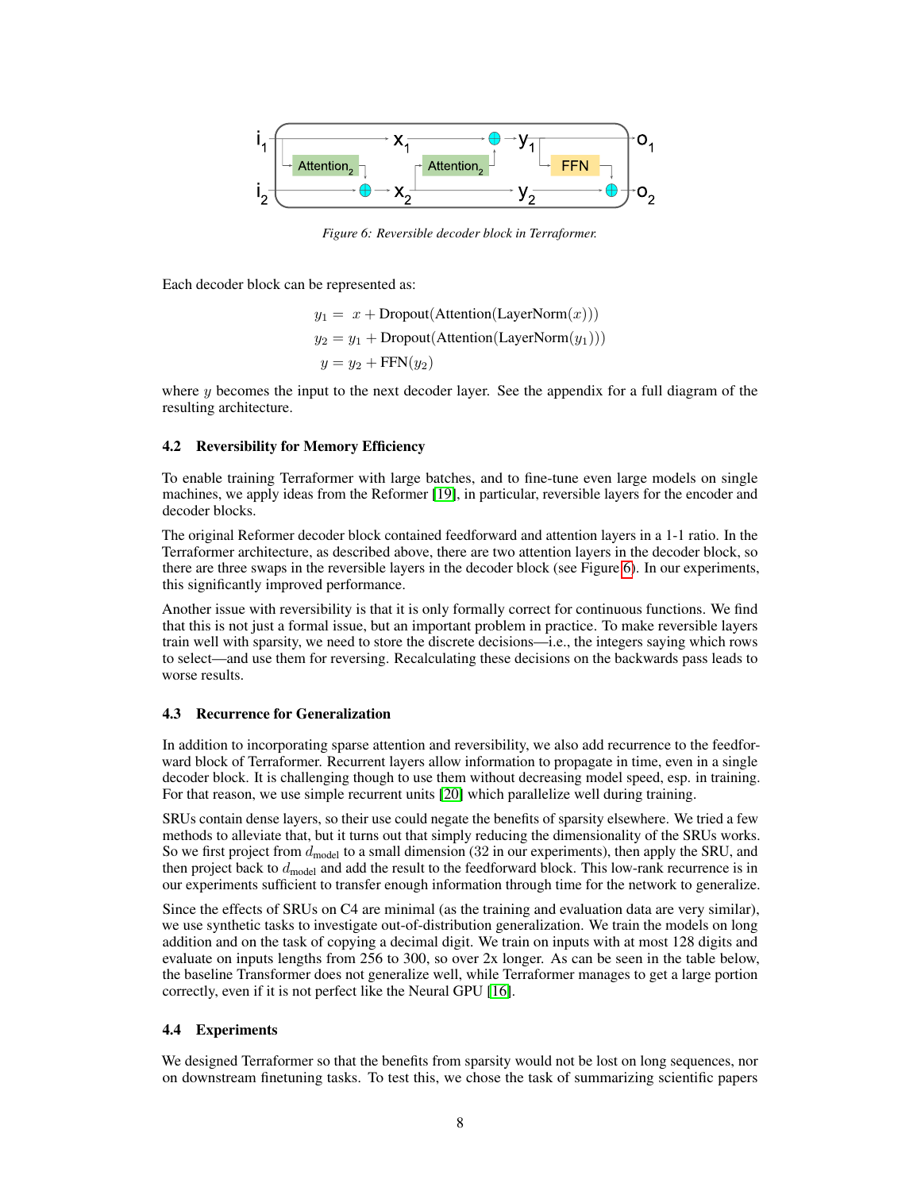*Figure 6: Reversible decoder block in Terraformer.*

Each decoder block can be represented as:

$$y_1 = x + \text{Dropout}(\text{Attention}(\text{LayerNorm}(x)))$$
$$y_2 = y_1 + \text{Dropout}(\text{Attention}(\text{LayerNorm}(y_1)))$$
$$y = y_2 + \text{FFN}(y_2)$$

where $y$ becomes the input to the next decoder layer. See the appendix for a full diagram of the resulting architecture.

### 4.2 Reversibility for Memory Efficiency

To enable training Terraformer with large batches, and to fine-tune even large models on single machines, we apply ideas from the Reformer [19], in particular, reversible layers for the encoder and decoder blocks.

The original Reformer decoder block contained feedforward and attention layers in a 1-1 ratio. In the Terraformer architecture, as described above, there are two attention layers in the decoder block, so there are three swaps in the reversible layers in the decoder block (see Figure 6). In our experiments, this significantly improved performance.

Another issue with reversibility is that it is only formally correct for continuous functions. We find that this is not just a formal issue, but an important problem in practice. To make reversible layers train well with sparsity, we need to store the discrete decisions—i.e., the integers saying which rows to select—and use them for reversing. Recalculating these decisions on the backwards pass leads to worse results.

### 4.3 Recurrence for Generalization

In addition to incorporating sparse attention and reversibility, we also add recurrence to the feedforward block of Terraformer. Recurrent layers allow information to propagate in time, even in a single decoder block. It is challenging though to use them without decreasing model speed, esp. in training. For that reason, we use simple recurrent units [20] which parallelize well during training.

SRUs contain dense layers, so their use could negate the benefits of sparsity elsewhere. We tried a few methods to alleviate that, but it turns out that simply reducing the dimensionality of the SRUs works. So we first project from $d_{\text{model}}$ to a small dimension (32 in our experiments), then apply the SRU, and then project back to $d_{\text{model}}$ and add the result to the feedforward block. This low-rank recurrence is in our experiments sufficient to transfer enough information through time for the network to generalize.

Since the effects of SRUs on C4 are minimal (as the training and evaluation data are very similar), we use synthetic tasks to investigate out-of-distribution generalization. We train the models on long addition and on the task of copying a decimal digit. We train on inputs with at most 128 digits and evaluate on inputs lengths from 256 to 300, so over 2x longer. As can be seen in the table below, the baseline Transformer does not generalize well, while Terraformer manages to get a large portion correctly, even if it is not perfect like the Neural GPU [16].

### 4.4 Experiments

We designed Terraformer so that the benefits from sparsity would not be lost on long sequences, nor on downstream finetuning tasks. To test this, we chose the task of summarizing scientific papers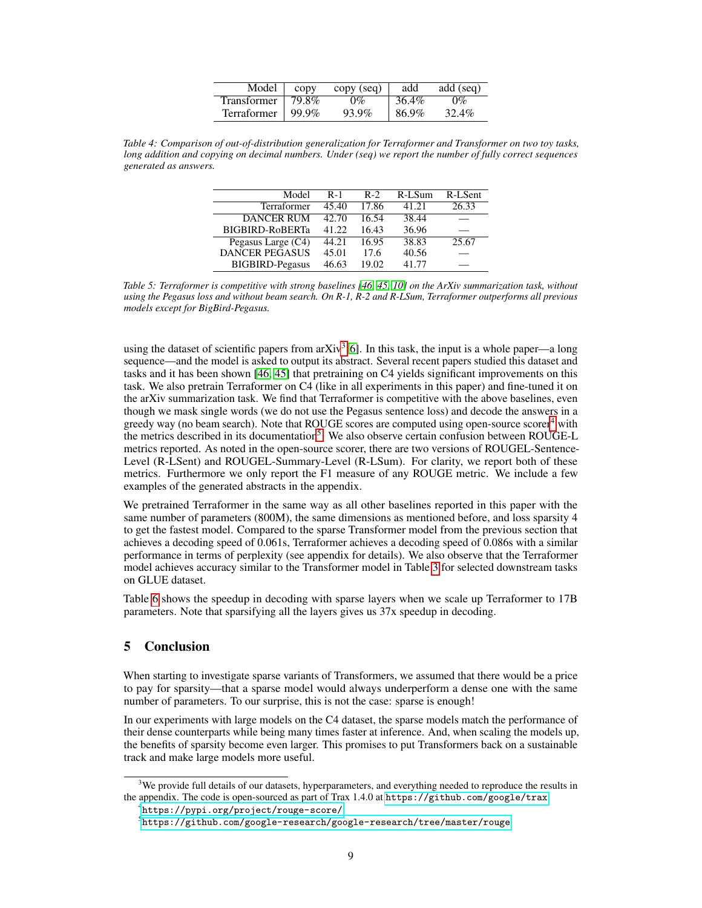| Model | copy | copy (seq) | add | add (seq) |
|---|---|---|---|---|
| Transformer | 79.8% | 0% | 36.4% | 0% |
| Terraformer | 99.9% | 93.9% | 86.9% | 32.4% |

*Table 4: Comparison of out-of-distribution generalization for Terraformer and Transformer on two toy tasks, long addition and copying on decimal numbers. Under (seq) we report the number of fully correct sequences generated as answers.*

| Model | R-1 | R-2 | R-LSum | R-LSent |
|---|---|---|---|---|
| Terraformer | 45.40 | 17.86 | 41.21 | 26.33 |
| DANCER RUM | 42.70 | 16.54 | 38.44 | — |
| BIGBIRD-RoBERTa | 41.22 | 16.43 | 36.96 | — |
| Pegasus Large (C4) | 44.21 | 16.95 | 38.83 | 25.67 |
| DANCER PEGASUS | 45.01 | 17.6 | 40.56 | — |
| BIGBIRD-Pegasus | 46.63 | 19.02 | 41.77 | — |

*Table 5: Terraformer is competitive with strong baselines [46, 45, 10] on the ArXiv summarization task, without using the Pegasus loss and without beam search. On R-1, R-2 and R-LSum, Terraformer outperforms all previous models except for BigBird-Pegasus.*

using the dataset of scientific papers from arXiv[3] [6]. In this task, the input is a whole paper—a long sequence—and the model is asked to output its abstract. Several recent papers studied this dataset and tasks and it has been shown [46, 45] that pretraining on C4 yields significant improvements on this task. We also pretrain Terraformer on C4 (like in all experiments in this paper) and fine-tuned it on the arXiv summarization task. We find that Terraformer is competitive with the above baselines, even though we mask single words (we do not use the Pegasus sentence loss) and decode the answers in a greedy way (no beam search). Note that ROUGE scores are computed using open-source scorer[4] with the metrics described in its documentation[5]. We also observe certain confusion between ROUGE-L metrics reported. As noted in the open-source scorer, there are two versions of ROUGEL-Sentence-Level (R-LSent) and ROUGEL-Summary-Level (R-LSum). For clarity, we report both of these metrics. Furthermore we only report the F1 measure of any ROUGE metric. We include a few examples of the generated abstracts in the appendix.

We pretrained Terraformer in the same way as all other baselines reported in this paper with the same number of parameters (800M), the same dimensions as mentioned before, and loss sparsity 4 to get the fastest model. Compared to the sparse Transformer model from the previous section that achieves a decoding speed of 0.061s, Terraformer achieves a decoding speed of 0.086s with a similar performance in terms of perplexity (see appendix for details). We also observe that the Terraformer model achieves accuracy similar to the Transformer model in Table 3 for selected downstream tasks on GLUE dataset.

Table 6 shows the speedup in decoding with sparse layers when we scale up Terraformer to 17B parameters. Note that sparsifying all the layers gives us 37x speedup in decoding.

## 5 Conclusion

When starting to investigate sparse variants of Transformers, we assumed that there would be a price to pay for sparsity—that a sparse model would always underperform a dense one with the same number of parameters. To our surprise, this is not the case: sparse is enough!

In our experiments with large models on the C4 dataset, the sparse models match the performance of their dense counterparts while being many times faster at inference. And, when scaling the models up, the benefits of sparsity become even larger. This promises to put Transformers back on a sustainable track and make large models more useful.

---

[3] We provide full details of our datasets, hyperparameters, and everything needed to reproduce the results in the appendix. The code is open-sourced as part of Trax 1.4.0 at `https://github.com/google/trax`

[4] `https://pypi.org/project/rouge-score/`

[5] `https://github.com/google-research/google-research/tree/master/rouge`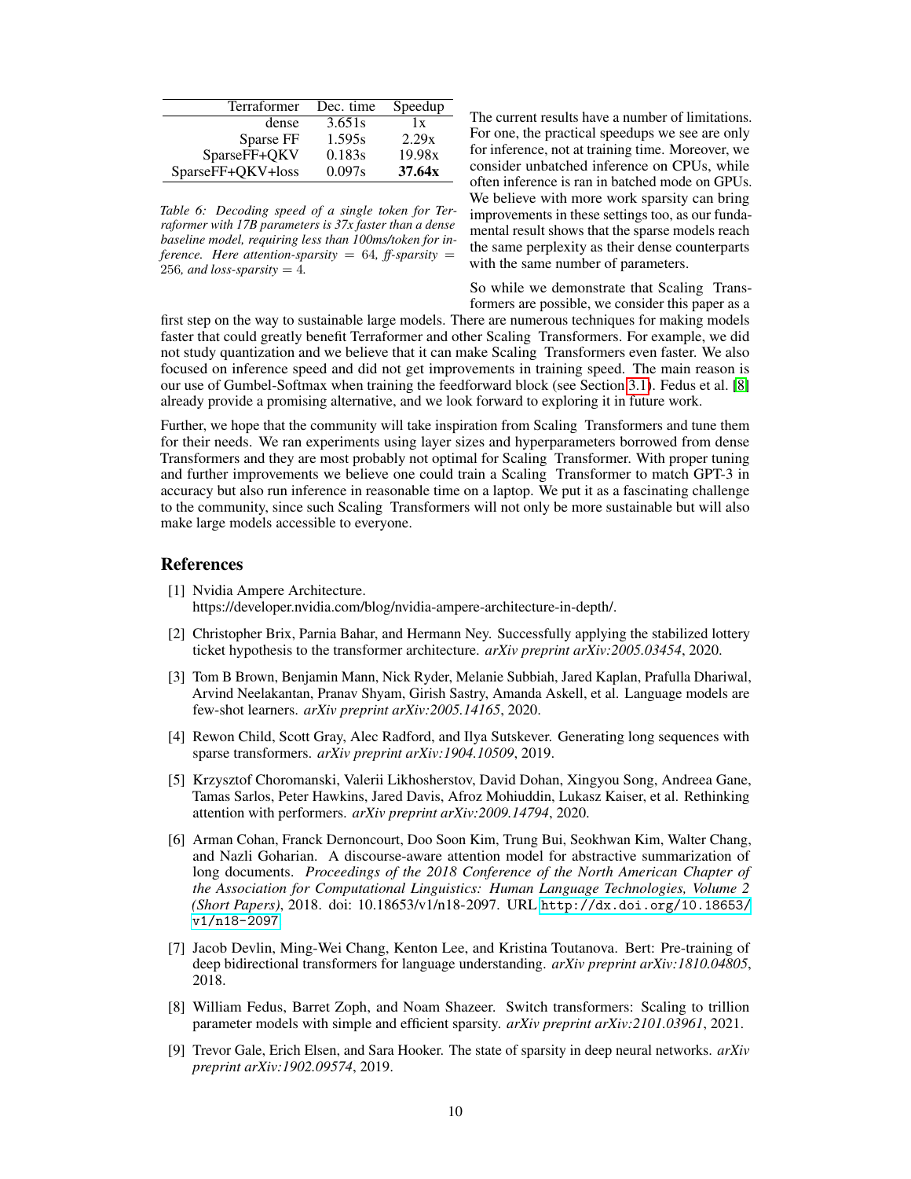| Terraformer | Dec. time | Speedup |
| --- | --- | --- |
| dense | 3.651s | 1x |
| Sparse FF | 1.595s | 2.29x |
| SparseFF+QKV | 0.183s | 19.98x |
| SparseFF+QKV+loss | 0.097s | **37.64x** |

*Table 6: Decoding speed of a single token for Terraformer with 17B parameters is 37x faster than a dense baseline model, requiring less than 100ms/token for inference. Here attention-sparsity $= 64$, ff-sparsity $= 256$, and loss-sparsity $= 4$.*

The current results have a number of limitations. For one, the practical speedups we see are only for inference, not at training time. Moreover, we consider unbatched inference on CPUs, while often inference is ran in batched mode on GPUs. We believe with more work sparsity can bring improvements in these settings too, as our fundamental result shows that the sparse models reach the same perplexity as their dense counterparts with the same number of parameters.

So while we demonstrate that Scaling Transformers are possible, we consider this paper as a first step on the way to sustainable large models. There are numerous techniques for making models faster that could greatly benefit Terraformer and other Scaling Transformers. For example, we did not study quantization and we believe that it can make Scaling Transformers even faster. We also focused on inference speed and did not get improvements in training speed. The main reason is our use of Gumbel-Softmax when training the feedforward block (see Section 3.1). Fedus et al. [8] already provide a promising alternative, and we look forward to exploring it in future work.

Further, we hope that the community will take inspiration from Scaling Transformers and tune them for their needs. We ran experiments using layer sizes and hyperparameters borrowed from dense Transformers and they are most probably not optimal for Scaling Transformer. With proper tuning and further improvements we believe one could train a Scaling Transformer to match GPT-3 in accuracy but also run inference in reasonable time on a laptop. We put it as a fascinating challenge to the community, since such Scaling Transformers will not only be more sustainable but will also make large models accessible to everyone.

## References

[1] Nvidia Ampere Architecture. https://developer.nvidia.com/blog/nvidia-ampere-architecture-in-depth/.

[2] Christopher Brix, Parnia Bahar, and Hermann Ney. Successfully applying the stabilized lottery ticket hypothesis to the transformer architecture. *arXiv preprint arXiv:2005.03454*, 2020.

[3] Tom B Brown, Benjamin Mann, Nick Ryder, Melanie Subbiah, Jared Kaplan, Prafulla Dhariwal, Arvind Neelakantan, Pranav Shyam, Girish Sastry, Amanda Askell, et al. Language models are few-shot learners. *arXiv preprint arXiv:2005.14165*, 2020.

[4] Rewon Child, Scott Gray, Alec Radford, and Ilya Sutskever. Generating long sequences with sparse transformers. *arXiv preprint arXiv:1904.10509*, 2019.

[5] Krzysztof Choromanski, Valerii Likhosherstov, David Dohan, Xingyou Song, Andreea Gane, Tamas Sarlos, Peter Hawkins, Jared Davis, Afroz Mohiuddin, Lukasz Kaiser, et al. Rethinking attention with performers. *arXiv preprint arXiv:2009.14794*, 2020.

[6] Arman Cohan, Franck Dernoncourt, Doo Soon Kim, Trung Bui, Seokhwan Kim, Walter Chang, and Nazli Goharian. A discourse-aware attention model for abstractive summarization of long documents. *Proceedings of the 2018 Conference of the North American Chapter of the Association for Computational Linguistics: Human Language Technologies, Volume 2 (Short Papers)*, 2018. doi: 10.18653/v1/n18-2097. URL `http://dx.doi.org/10.18653/v1/n18-2097`.

[7] Jacob Devlin, Ming-Wei Chang, Kenton Lee, and Kristina Toutanova. Bert: Pre-training of deep bidirectional transformers for language understanding. *arXiv preprint arXiv:1810.04805*, 2018.

[8] William Fedus, Barret Zoph, and Noam Shazeer. Switch transformers: Scaling to trillion parameter models with simple and efficient sparsity. *arXiv preprint arXiv:2101.03961*, 2021.

[9] Trevor Gale, Erich Elsen, and Sara Hooker. The state of sparsity in deep neural networks. *arXiv preprint arXiv:1902.09574*, 2019.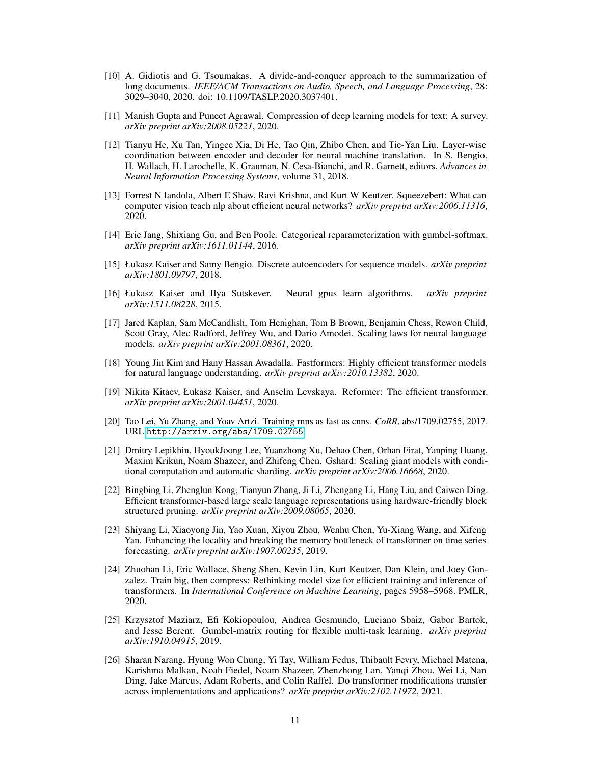[10] A. Gidiotis and G. Tsoumakas. A divide-and-conquer approach to the summarization of long documents. *IEEE/ACM Transactions on Audio, Speech, and Language Processing*, 28: 3029–3040, 2020. doi: 10.1109/TASLP.2020.3037401.

[11] Manish Gupta and Puneet Agrawal. Compression of deep learning models for text: A survey. *arXiv preprint arXiv:2008.05221*, 2020.

[12] Tianyu He, Xu Tan, Yingce Xia, Di He, Tao Qin, Zhibo Chen, and Tie-Yan Liu. Layer-wise coordination between encoder and decoder for neural machine translation. In S. Bengio, H. Wallach, H. Larochelle, K. Grauman, N. Cesa-Bianchi, and R. Garnett, editors, *Advances in Neural Information Processing Systems*, volume 31, 2018.

[13] Forrest N Iandola, Albert E Shaw, Ravi Krishna, and Kurt W Keutzer. Squeezebert: What can computer vision teach nlp about efficient neural networks? *arXiv preprint arXiv:2006.11316*, 2020.

[14] Eric Jang, Shixiang Gu, and Ben Poole. Categorical reparameterization with gumbel-softmax. *arXiv preprint arXiv:1611.01144*, 2016.

[15] Łukasz Kaiser and Samy Bengio. Discrete autoencoders for sequence models. *arXiv preprint arXiv:1801.09797*, 2018.

[16] Łukasz Kaiser and Ilya Sutskever. Neural gpus learn algorithms. *arXiv preprint arXiv:1511.08228*, 2015.

[17] Jared Kaplan, Sam McCandlish, Tom Henighan, Tom B Brown, Benjamin Chess, Rewon Child, Scott Gray, Alec Radford, Jeffrey Wu, and Dario Amodei. Scaling laws for neural language models. *arXiv preprint arXiv:2001.08361*, 2020.

[18] Young Jin Kim and Hany Hassan Awadalla. Fastformers: Highly efficient transformer models for natural language understanding. *arXiv preprint arXiv:2010.13382*, 2020.

[19] Nikita Kitaev, Łukasz Kaiser, and Anselm Levskaya. Reformer: The efficient transformer. *arXiv preprint arXiv:2001.04451*, 2020.

[20] Tao Lei, Yu Zhang, and Yoav Artzi. Training rnns as fast as cnns. *CoRR*, abs/1709.02755, 2017. URL http://arxiv.org/abs/1709.02755.

[21] Dmitry Lepikhin, HyoukJoong Lee, Yuanzhong Xu, Dehao Chen, Orhan Firat, Yanping Huang, Maxim Krikun, Noam Shazeer, and Zhifeng Chen. Gshard: Scaling giant models with conditional computation and automatic sharding. *arXiv preprint arXiv:2006.16668*, 2020.

[22] Bingbing Li, Zhenglun Kong, Tianyun Zhang, Ji Li, Zhengang Li, Hang Liu, and Caiwen Ding. Efficient transformer-based large scale language representations using hardware-friendly block structured pruning. *arXiv preprint arXiv:2009.08065*, 2020.

[23] Shiyang Li, Xiaoyong Jin, Yao Xuan, Xiyou Zhou, Wenhu Chen, Yu-Xiang Wang, and Xifeng Yan. Enhancing the locality and breaking the memory bottleneck of transformer on time series forecasting. *arXiv preprint arXiv:1907.00235*, 2019.

[24] Zhuohan Li, Eric Wallace, Sheng Shen, Kevin Lin, Kurt Keutzer, Dan Klein, and Joey Gonzalez. Train big, then compress: Rethinking model size for efficient training and inference of transformers. In *International Conference on Machine Learning*, pages 5958–5968. PMLR, 2020.

[25] Krzysztof Maziarz, Efi Kokiopoulou, Andrea Gesmundo, Luciano Sbaiz, Gabor Bartok, and Jesse Berent. Gumbel-matrix routing for flexible multi-task learning. *arXiv preprint arXiv:1910.04915*, 2019.

[26] Sharan Narang, Hyung Won Chung, Yi Tay, William Fedus, Thibault Fevry, Michael Matena, Karishma Malkan, Noah Fiedel, Noam Shazeer, Zhenzhong Lan, Yanqi Zhou, Wei Li, Nan Ding, Jake Marcus, Adam Roberts, and Colin Raffel. Do transformer modifications transfer across implementations and applications? *arXiv preprint arXiv:2102.11972*, 2021.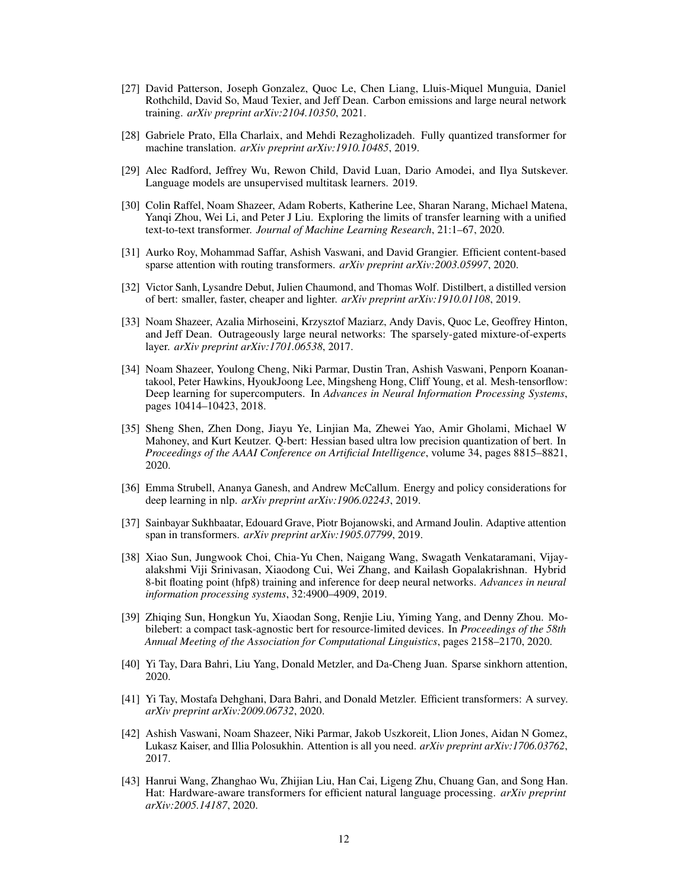[27] David Patterson, Joseph Gonzalez, Quoc Le, Chen Liang, Lluis-Miquel Munguia, Daniel Rothchild, David So, Maud Texier, and Jeff Dean. Carbon emissions and large neural network training. *arXiv preprint arXiv:2104.10350*, 2021.

[28] Gabriele Prato, Ella Charlaix, and Mehdi Rezagholizadeh. Fully quantized transformer for machine translation. *arXiv preprint arXiv:1910.10485*, 2019.

[29] Alec Radford, Jeffrey Wu, Rewon Child, David Luan, Dario Amodei, and Ilya Sutskever. Language models are unsupervised multitask learners. 2019.

[30] Colin Raffel, Noam Shazeer, Adam Roberts, Katherine Lee, Sharan Narang, Michael Matena, Yanqi Zhou, Wei Li, and Peter J Liu. Exploring the limits of transfer learning with a unified text-to-text transformer. *Journal of Machine Learning Research*, 21:1–67, 2020.

[31] Aurko Roy, Mohammad Saffar, Ashish Vaswani, and David Grangier. Efficient content-based sparse attention with routing transformers. *arXiv preprint arXiv:2003.05997*, 2020.

[32] Victor Sanh, Lysandre Debut, Julien Chaumond, and Thomas Wolf. Distilbert, a distilled version of bert: smaller, faster, cheaper and lighter. *arXiv preprint arXiv:1910.01108*, 2019.

[33] Noam Shazeer, Azalia Mirhoseini, Krzysztof Maziarz, Andy Davis, Quoc Le, Geoffrey Hinton, and Jeff Dean. Outrageously large neural networks: The sparsely-gated mixture-of-experts layer. *arXiv preprint arXiv:1701.06538*, 2017.

[34] Noam Shazeer, Youlong Cheng, Niki Parmar, Dustin Tran, Ashish Vaswani, Penporn Koanantakool, Peter Hawkins, HyoukJoong Lee, Mingsheng Hong, Cliff Young, et al. Mesh-tensorflow: Deep learning for supercomputers. In *Advances in Neural Information Processing Systems*, pages 10414–10423, 2018.

[35] Sheng Shen, Zhen Dong, Jiayu Ye, Linjian Ma, Zhewei Yao, Amir Gholami, Michael W Mahoney, and Kurt Keutzer. Q-bert: Hessian based ultra low precision quantization of bert. In *Proceedings of the AAAI Conference on Artificial Intelligence*, volume 34, pages 8815–8821, 2020.

[36] Emma Strubell, Ananya Ganesh, and Andrew McCallum. Energy and policy considerations for deep learning in nlp. *arXiv preprint arXiv:1906.02243*, 2019.

[37] Sainbayar Sukhbaatar, Edouard Grave, Piotr Bojanowski, and Armand Joulin. Adaptive attention span in transformers. *arXiv preprint arXiv:1905.07799*, 2019.

[38] Xiao Sun, Jungwook Choi, Chia-Yu Chen, Naigang Wang, Swagath Venkataramani, Vijayalakshmi Viji Srinivasan, Xiaodong Cui, Wei Zhang, and Kailash Gopalakrishnan. Hybrid 8-bit floating point (hfp8) training and inference for deep neural networks. *Advances in neural information processing systems*, 32:4900–4909, 2019.

[39] Zhiqing Sun, Hongkun Yu, Xiaodan Song, Renjie Liu, Yiming Yang, and Denny Zhou. Mobilebert: a compact task-agnostic bert for resource-limited devices. In *Proceedings of the 58th Annual Meeting of the Association for Computational Linguistics*, pages 2158–2170, 2020.

[40] Yi Tay, Dara Bahri, Liu Yang, Donald Metzler, and Da-Cheng Juan. Sparse sinkhorn attention, 2020.

[41] Yi Tay, Mostafa Dehghani, Dara Bahri, and Donald Metzler. Efficient transformers: A survey. *arXiv preprint arXiv:2009.06732*, 2020.

[42] Ashish Vaswani, Noam Shazeer, Niki Parmar, Jakob Uszkoreit, Llion Jones, Aidan N Gomez, Lukasz Kaiser, and Illia Polosukhin. Attention is all you need. *arXiv preprint arXiv:1706.03762*, 2017.

[43] Hanrui Wang, Zhanghao Wu, Zhijian Liu, Han Cai, Ligeng Zhu, Chuang Gan, and Song Han. Hat: Hardware-aware transformers for efficient natural language processing. *arXiv preprint arXiv:2005.14187*, 2020.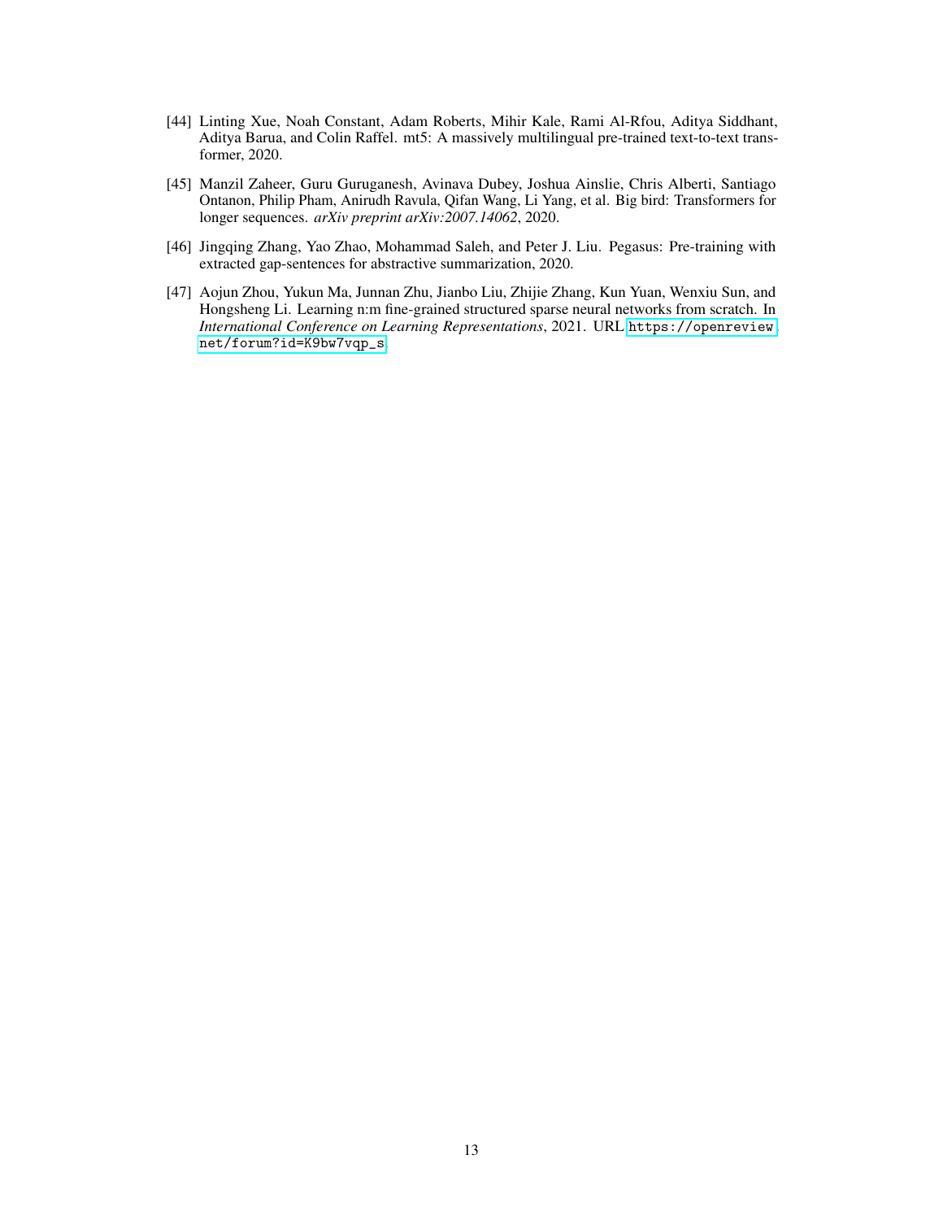[44] Linting Xue, Noah Constant, Adam Roberts, Mihir Kale, Rami Al-Rfou, Aditya Siddhant, Aditya Barua, and Colin Raffel. mt5: A massively multilingual pre-trained text-to-text transformer, 2020.

[45] Manzil Zaheer, Guru Guruganesh, Avinava Dubey, Joshua Ainslie, Chris Alberti, Santiago Ontanon, Philip Pham, Anirudh Ravula, Qifan Wang, Li Yang, et al. Big bird: Transformers for longer sequences. *arXiv preprint arXiv:2007.14062*, 2020.

[46] Jingqing Zhang, Yao Zhao, Mohammad Saleh, and Peter J. Liu. Pegasus: Pre-training with extracted gap-sentences for abstractive summarization, 2020.

[47] Aojun Zhou, Yukun Ma, Junnan Zhu, Jianbo Liu, Zhijie Zhang, Kun Yuan, Wenxiu Sun, and Hongsheng Li. Learning n:m fine-grained structured sparse neural networks from scratch. In *International Conference on Learning Representations*, 2021. URL https://openreview.net/forum?id=K9bw7vqp_s.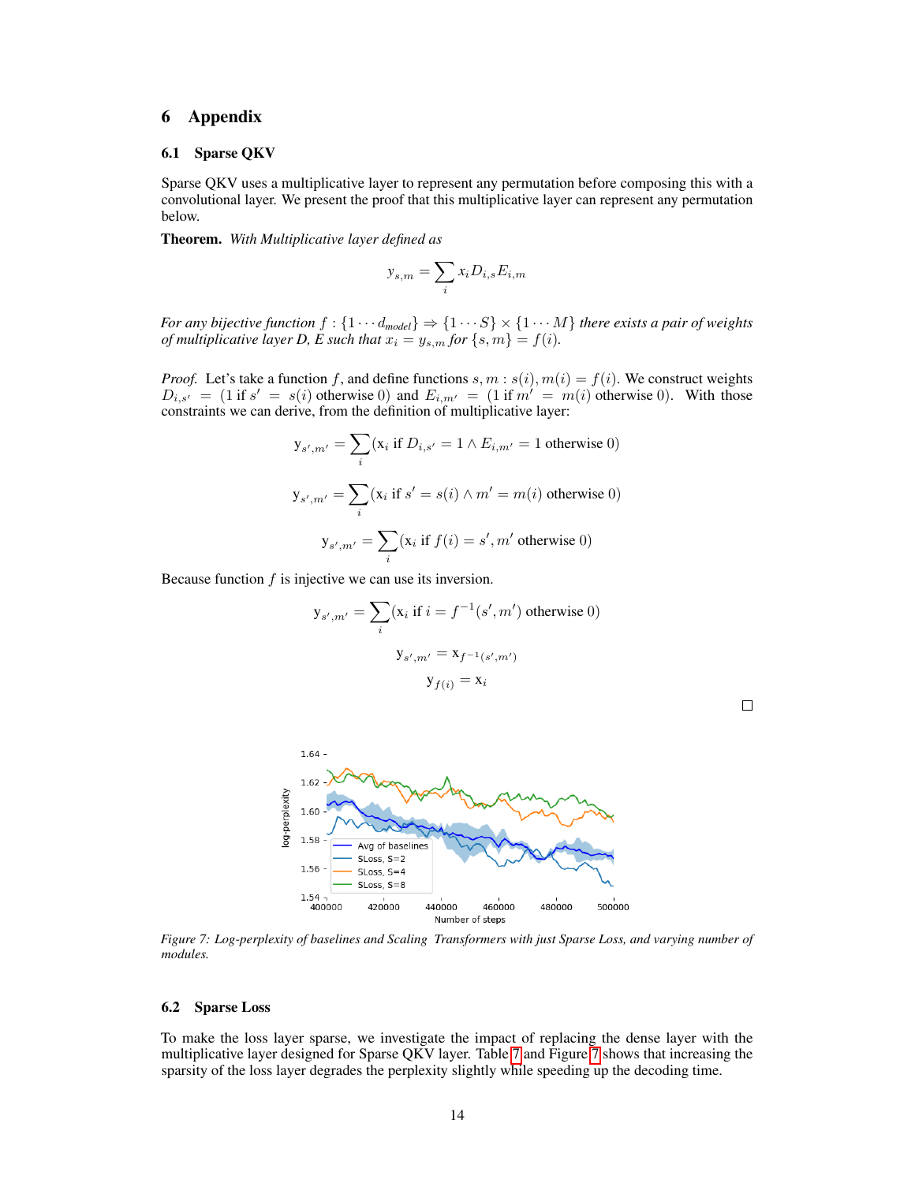# 6 Appendix

## 6.1 Sparse QKV

Sparse QKV uses a multiplicative layer to represent any permutation before composing this with a convolutional layer. We present the proof that this multiplicative layer can represent any permutation below.

**Theorem.** *With Multiplicative layer defined as*

$$y_{s,m} = \sum_i x_i D_{i,s} E_{i,m}$$

*For any bijective function $f : \{1 \cdots d_{model}\} \Rightarrow \{1 \cdots S\} \times \{1 \cdots M\}$ there exists a pair of weights of multiplicative layer D, E such that $x_i = y_{s,m}$ for $\{s, m\} = f(i)$.*

*Proof.* Let's take a function $f$, and define functions $s, m : s(i), m(i) = f(i)$. We construct weights $D_{i,s'} = (1 \text{ if } s' = s(i) \text{ otherwise } 0)$ and $E_{i,m'} = (1 \text{ if } m' = m(i) \text{ otherwise } 0)$. With those constraints we can derive, from the definition of multiplicative layer:

$$y_{s',m'} = \sum_i (x_i \text{ if } D_{i,s'} = 1 \wedge E_{i,m'} = 1 \text{ otherwise } 0)$$

$$y_{s',m'} = \sum_i (x_i \text{ if } s' = s(i) \wedge m' = m(i) \text{ otherwise } 0)$$

$$y_{s',m'} = \sum_i (x_i \text{ if } f(i) = s', m' \text{ otherwise } 0)$$

Because function $f$ is injective we can use its inversion.

$$y_{s',m'} = \sum_i (x_i \text{ if } i = f^{-1}(s', m') \text{ otherwise } 0)$$

$$y_{s',m'} = x_{f^{-1}(s',m')}$$

$$y_{f(i)} = x_i$$

□

*Figure 7: Log-perplexity of baselines and Scaling Transformers with just Sparse Loss, and varying number of modules.*

## 6.2 Sparse Loss

To make the loss layer sparse, we investigate the impact of replacing the dense layer with the multiplicative layer designed for Sparse QKV layer. Table 7 and Figure 7 shows that increasing the sparsity of the loss layer degrades the perplexity slightly while speeding up the decoding time.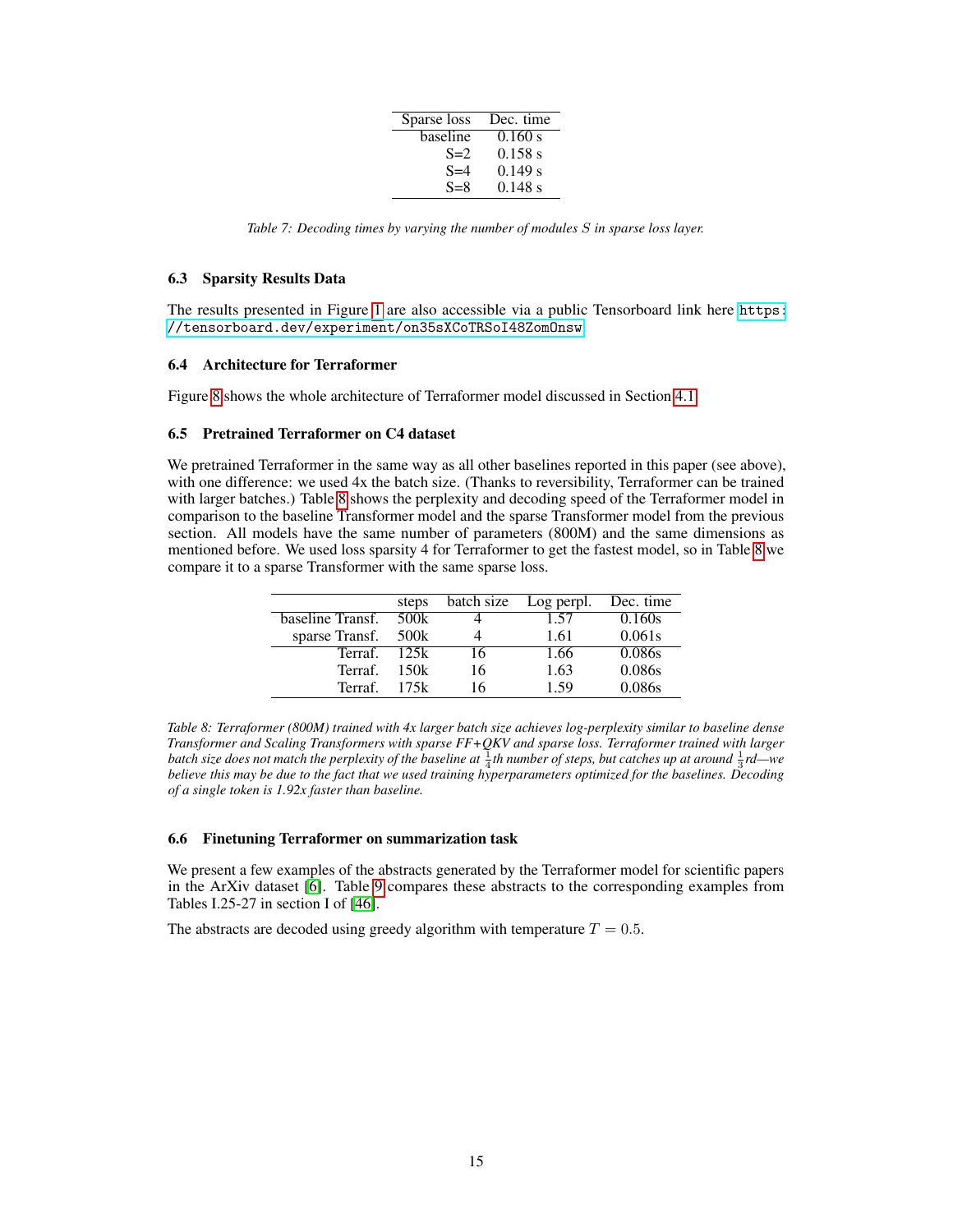| Sparse loss | Dec. time |
|---|---|
| baseline | 0.160 s |
| S=2 | 0.158 s |
| S=4 | 0.149 s |
| S=8 | 0.148 s |

*Table 7: Decoding times by varying the number of modules $S$ in sparse loss layer.*

### 6.3 Sparsity Results Data

The results presented in Figure 1 are also accessible via a public Tensorboard link here https://tensorboard.dev/experiment/on35sXCoTRSoI48ZomOnsw

### 6.4 Architecture for Terraformer

Figure 8 shows the whole architecture of Terraformer model discussed in Section 4.1

### 6.5 Pretrained Terraformer on C4 dataset

We pretrained Terraformer in the same way as all other baselines reported in this paper (see above), with one difference: we used 4x the batch size. (Thanks to reversibility, Terraformer can be trained with larger batches.) Table 8 shows the perplexity and decoding speed of the Terraformer model in comparison to the baseline Transformer model and the sparse Transformer model from the previous section. All models have the same number of parameters (800M) and the same dimensions as mentioned before. We used loss sparsity 4 for Terraformer to get the fastest model, so in Table 8 we compare it to a sparse Transformer with the same sparse loss.

| | steps | batch size | Log perpl. | Dec. time |
|---|---|---|---|---|
| baseline Transf. | 500k | 4 | 1.57 | 0.160s |
| sparse Transf. | 500k | 4 | 1.61 | 0.061s |
| Terraf. | 125k | 16 | 1.66 | 0.086s |
| Terraf. | 150k | 16 | 1.63 | 0.086s |
| Terraf. | 175k | 16 | 1.59 | 0.086s |

*Table 8: Terraformer (800M) trained with 4x larger batch size achieves log-perplexity similar to baseline dense Transformer and Scaling Transformers with sparse FF+QKV and sparse loss. Terraformer trained with larger batch size does not match the perplexity of the baseline at $\frac{1}{4}$th number of steps, but catches up at around $\frac{1}{3}$rd—we believe this may be due to the fact that we used training hyperparameters optimized for the baselines. Decoding of a single token is 1.92x faster than baseline.*

### 6.6 Finetuning Terraformer on summarization task

We present a few examples of the abstracts generated by the Terraformer model for scientific papers in the ArXiv dataset [6]. Table 9 compares these abstracts to the corresponding examples from Tables I.25-27 in section I of [46].

The abstracts are decoded using greedy algorithm with temperature $T = 0.5$.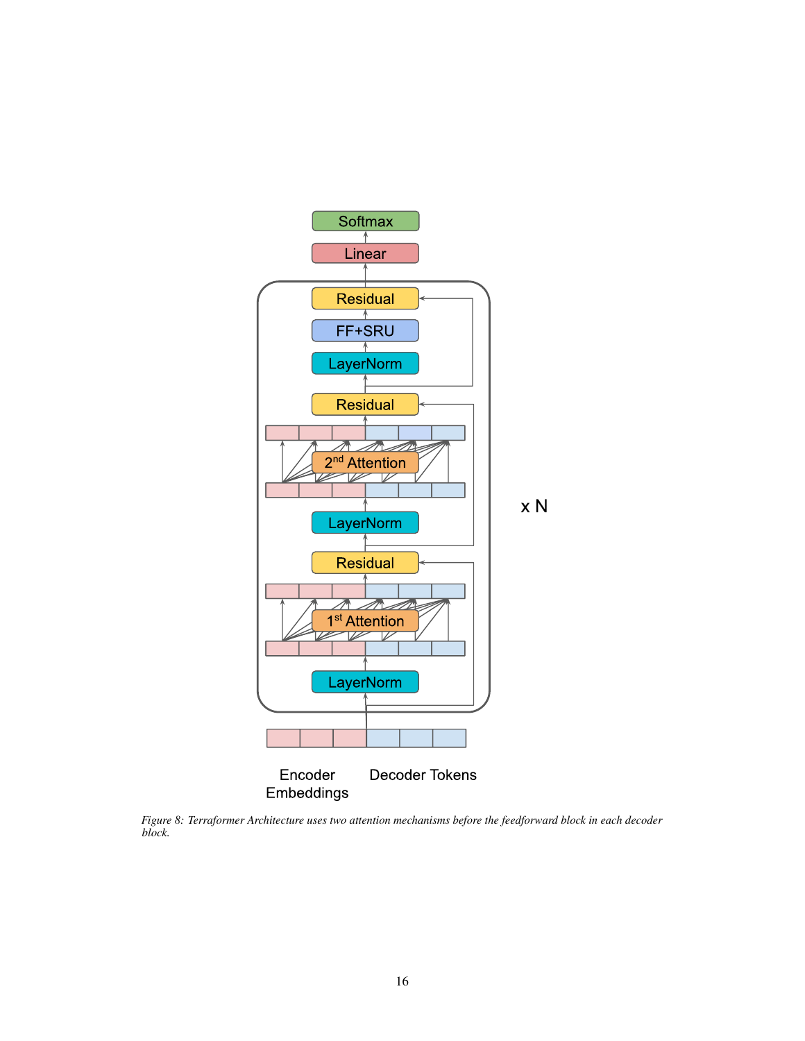*Figure 8: Terraformer Architecture uses two attention mechanisms before the feedforward block in each decoder block.*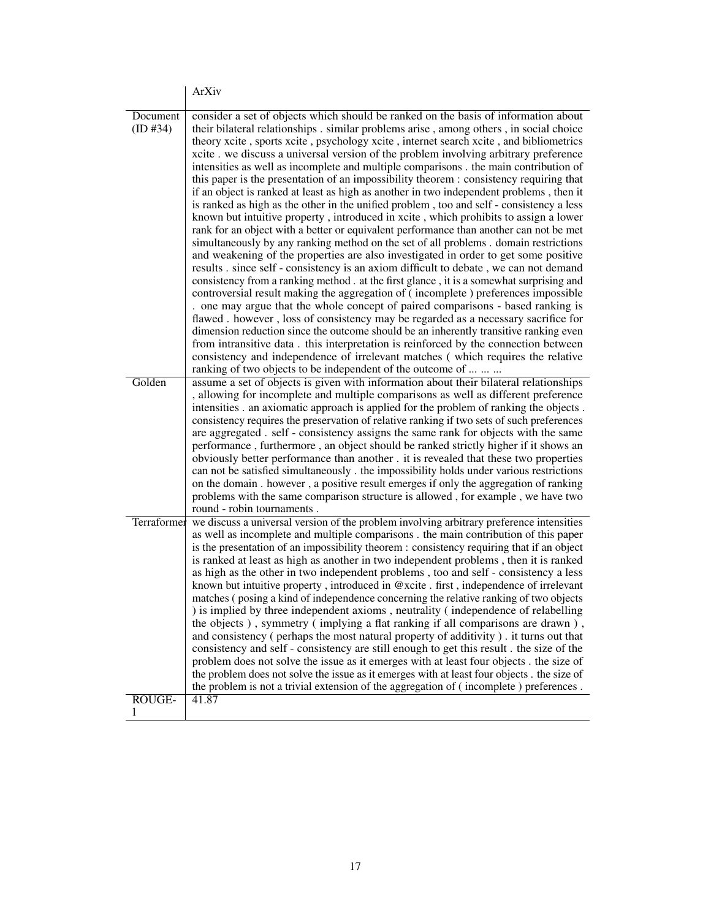| | ArXiv |
|---|---|
| Document (ID #34) | consider a set of objects which should be ranked on the basis of information about their bilateral relationships . similar problems arise , among others , in social choice theory xcite , sports xcite , psychology xcite , internet search xcite , and bibliometrics xcite . we discuss a universal version of the problem involving arbitrary preference intensities as well as incomplete and multiple comparisons . the main contribution of this paper is the presentation of an impossibility theorem : consistency requiring that if an object is ranked at least as high as another in two independent problems , then it is ranked as high as the other in the unified problem , too and self - consistency a less known but intuitive property , introduced in xcite , which prohibits to assign a lower rank for an object with a better or equivalent performance than another can not be met simultaneously by any ranking method on the set of all problems . domain restrictions and weakening of the properties are also investigated in order to get some positive results . since self - consistency is an axiom difficult to debate , we can not demand consistency from a ranking method . at the first glance , it is a somewhat surprising and controversial result making the aggregation of ( incomplete ) preferences impossible . one may argue that the whole concept of paired comparisons - based ranking is flawed . however , loss of consistency may be regarded as a necessary sacrifice for dimension reduction since the outcome should be an inherently transitive ranking even from intransitive data . this interpretation is reinforced by the connection between consistency and independence of irrelevant matches ( which requires the relative ranking of two objects to be independent of the outcome of ... ... ... |
| Golden | assume a set of objects is given with information about their bilateral relationships , allowing for incomplete and multiple comparisons as well as different preference intensities . an axiomatic approach is applied for the problem of ranking the objects . consistency requires the preservation of relative ranking if two sets of such preferences are aggregated . self - consistency assigns the same rank for objects with the same performance , furthermore , an object should be ranked strictly higher if it shows an obviously better performance than another . it is revealed that these two properties can not be satisfied simultaneously . the impossibility holds under various restrictions on the domain . however , a positive result emerges if only the aggregation of ranking problems with the same comparison structure is allowed , for example , we have two round - robin tournaments . |
| Terraformer | we discuss a universal version of the problem involving arbitrary preference intensities as well as incomplete and multiple comparisons . the main contribution of this paper is the presentation of an impossibility theorem : consistency requiring that if an object is ranked at least as high as another in two independent problems , then it is ranked as high as the other in two independent problems , too and self - consistency a less known but intuitive property , introduced in @xcite . first , independence of irrelevant matches ( posing a kind of independence concerning the relative ranking of two objects ) is implied by three independent axioms , neutrality ( independence of relabelling the objects ) , symmetry ( implying a flat ranking if all comparisons are drawn ) , and consistency ( perhaps the most natural property of additivity ) . it turns out that consistency and self - consistency are still enough to get this result . the size of the problem does not solve the issue as it emerges with at least four objects . the size of the problem does not solve the issue as it emerges with at least four objects . the size of the problem is not a trivial extension of the aggregation of ( incomplete ) preferences . |
| ROUGE-1 | 41.87 |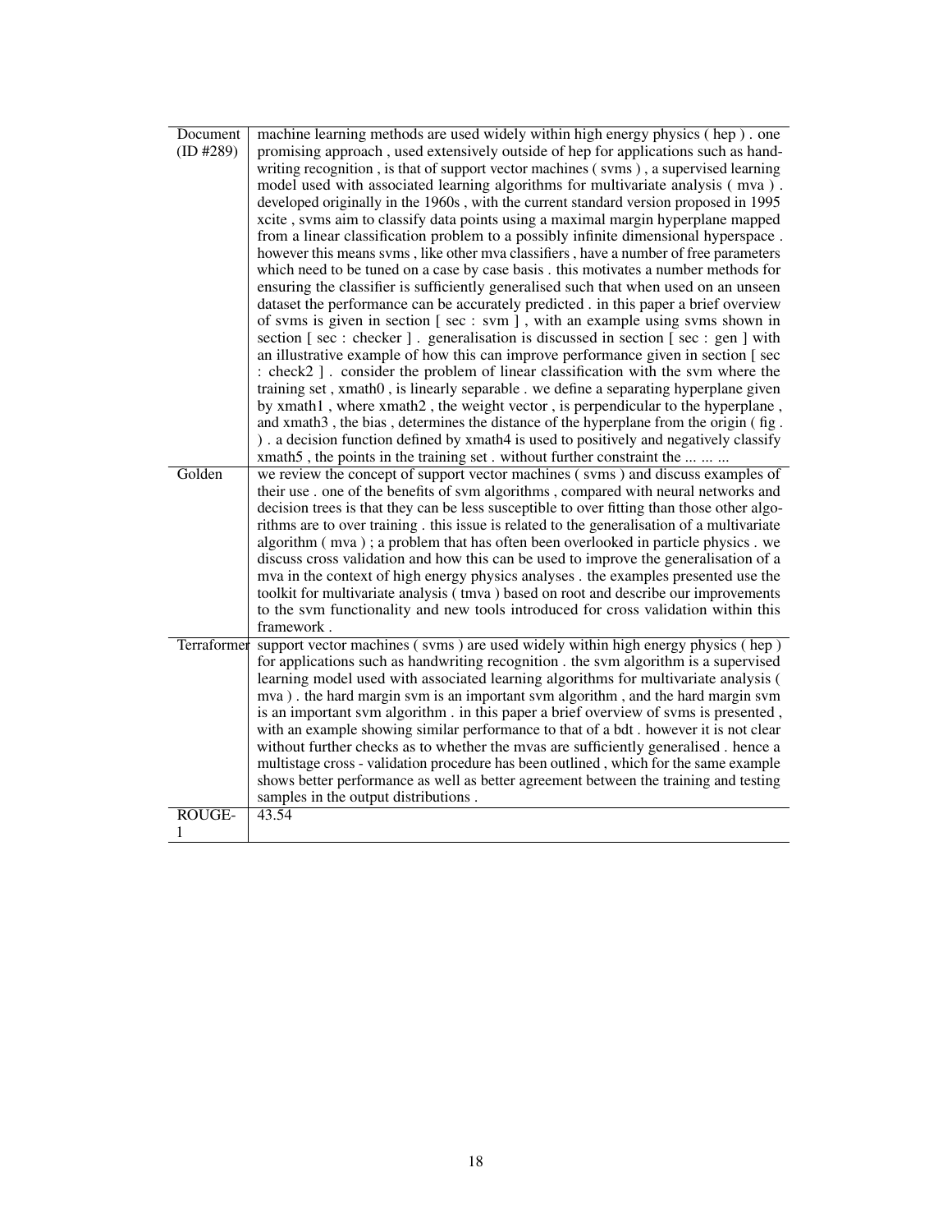| Document (ID #289) | machine learning methods are used widely within high energy physics ( hep ) . one promising approach , used extensively outside of hep for applications such as handwriting recognition , is that of support vector machines ( svms ) , a supervised learning model used with associated learning algorithms for multivariate analysis ( mva ) . developed originally in the 1960s , with the current standard version proposed in 1995 xcite , svms aim to classify data points using a maximal margin hyperplane mapped from a linear classification problem to a possibly infinite dimensional hyperspace . however this means svms , like other mva classifiers , have a number of free parameters which need to be tuned on a case by case basis . this motivates a number methods for ensuring the classifier is sufficiently generalised such that when used on an unseen dataset the performance can be accurately predicted . in this paper a brief overview of svms is given in section [ sec : svm ] , with an example using svms shown in section [ sec : checker ] . generalisation is discussed in section [ sec : gen ] with an illustrative example of how this can improve performance given in section [ sec : check2 ] . consider the problem of linear classification with the svm where the training set , xmath0 , is linearly separable . we define a separating hyperplane given by xmath1 , where xmath2 , the weight vector , is perpendicular to the hyperplane , and xmath3 , the bias , determines the distance of the hyperplane from the origin ( fig . ) . a decision function defined by xmath4 is used to positively and negatively classify xmath5 , the points in the training set . without further constraint the ... ... ... |
|---|---|
| Golden | we review the concept of support vector machines ( svms ) and discuss examples of their use . one of the benefits of svm algorithms , compared with neural networks and decision trees is that they can be less susceptible to over fitting than those other algorithms are to over training . this issue is related to the generalisation of a multivariate algorithm ( mva ) ; a problem that has often been overlooked in particle physics . we discuss cross validation and how this can be used to improve the generalisation of a mva in the context of high energy physics analyses . the examples presented use the toolkit for multivariate analysis ( tmva ) based on root and describe our improvements to the svm functionality and new tools introduced for cross validation within this framework . |
| Terraformer | support vector machines ( svms ) are used widely within high energy physics ( hep ) for applications such as handwriting recognition . the svm algorithm is a supervised learning model used with associated learning algorithms for multivariate analysis ( mva ) . the hard margin svm is an important svm algorithm , and the hard margin svm is an important svm algorithm . in this paper a brief overview of svms is presented , with an example showing similar performance to that of a bdt . however it is not clear without further checks as to whether the mvas are sufficiently generalised . hence a multistage cross - validation procedure has been outlined , which for the same example shows better performance as well as better agreement between the training and testing samples in the output distributions . |
| ROUGE-1 | 43.54 |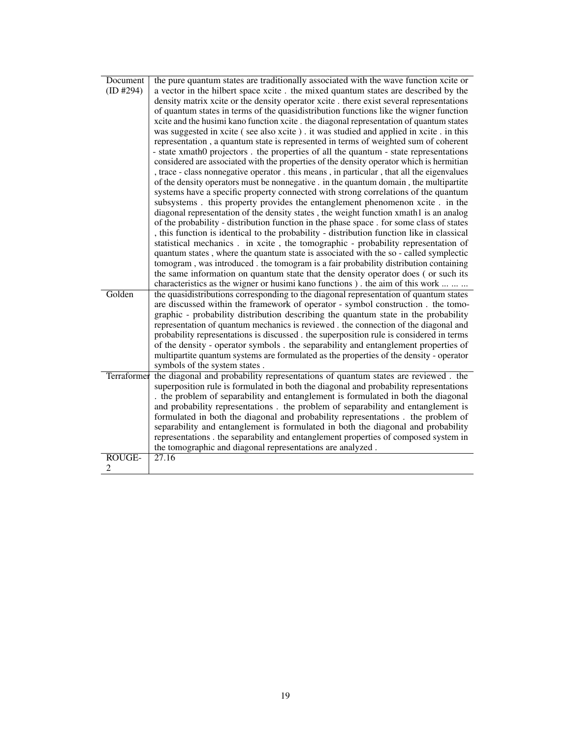| Document (ID #294) | the pure quantum states are traditionally associated with the wave function xcite or a vector in the hilbert space xcite . the mixed quantum states are described by the density matrix xcite or the density operator xcite . there exist several representations of quantum states in terms of the quasidistribution functions like the wigner function xcite and the husimi kano function xcite . the diagonal representation of quantum states was suggested in xcite ( see also xcite ) . it was studied and applied in xcite . in this representation , a quantum state is represented in terms of weighted sum of coherent - state xmath0 projectors . the properties of all the quantum - state representations considered are associated with the properties of the density operator which is hermitian , trace - class nonnegative operator . this means , in particular , that all the eigenvalues of the density operators must be nonnegative . in the quantum domain , the multipartite systems have a specific property connected with strong correlations of the quantum subsystems . this property provides the entanglement phenomenon xcite . in the diagonal representation of the density states , the weight function xmath1 is an analog of the probability - distribution function in the phase space . for some class of states , this function is identical to the probability - distribution function like in classical statistical mechanics . in xcite , the tomographic - probability representation of quantum states , where the quantum state is associated with the so - called symplectic tomogram , was introduced . the tomogram is a fair probability distribution containing the same information on quantum state that the density operator does ( or such its characteristics as the wigner or husimi kano functions ) . the aim of this work ... ... ... |
|---|---|
| Golden | the quasidistributions corresponding to the diagonal representation of quantum states are discussed within the framework of operator - symbol construction . the tomographic - probability distribution describing the quantum state in the probability representation of quantum mechanics is reviewed . the connection of the diagonal and probability representations is discussed . the superposition rule is considered in terms of the density - operator symbols . the separability and entanglement properties of multipartite quantum systems are formulated as the properties of the density - operator symbols of the system states . |
| Terraformer | the diagonal and probability representations of quantum states are reviewed . the superposition rule is formulated in both the diagonal and probability representations . the problem of separability and entanglement is formulated in both the diagonal and probability representations . the problem of separability and entanglement is formulated in both the diagonal and probability representations . the problem of separability and entanglement is formulated in both the diagonal and probability representations . the separability and entanglement properties of composed system in the tomographic and diagonal representations are analyzed . |
| ROUGE-2 | 27.16 |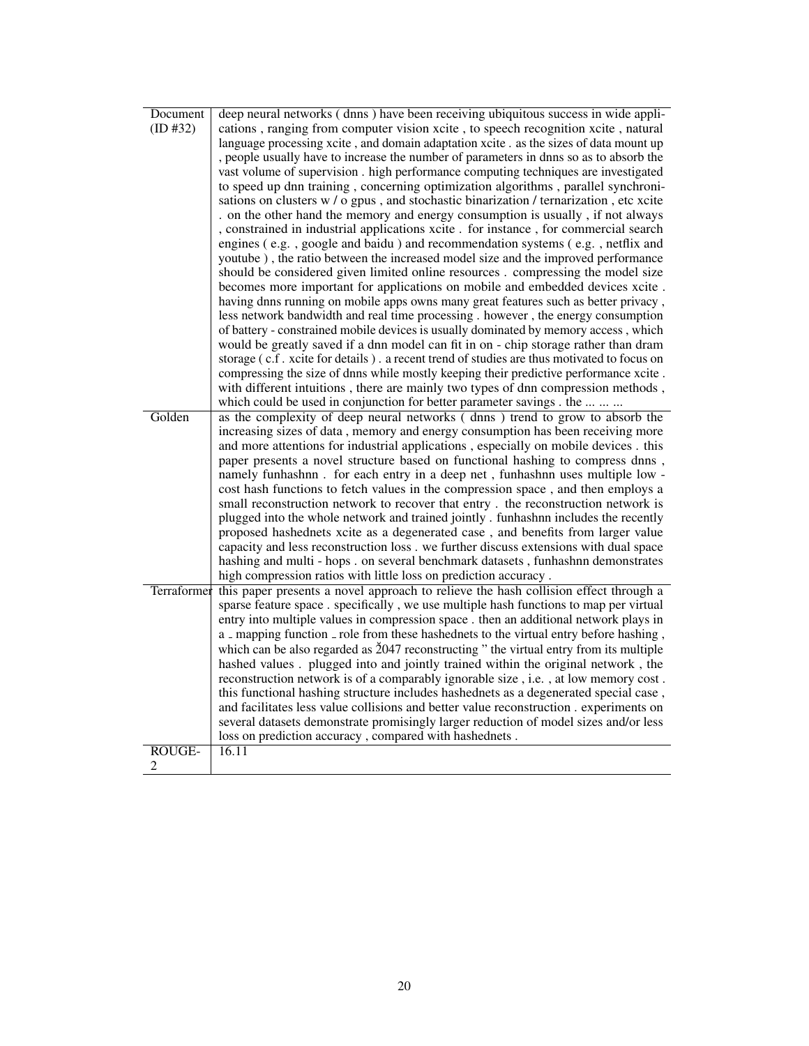| | |
|---|---|
| Document (ID #32) | deep neural networks ( dnns ) have been receiving ubiquitous success in wide applications , ranging from computer vision xcite , to speech recognition xcite , natural language processing xcite , and domain adaptation xcite . as the sizes of data mount up , people usually have to increase the number of parameters in dnns so as to absorb the vast volume of supervision . high performance computing techniques are investigated to speed up dnn training , concerning optimization algorithms , parallel synchronisations on clusters w / o gpus , and stochastic binarization / ternarization , etc xcite . on the other hand the memory and energy consumption is usually , if not always , constrained in industrial applications xcite . for instance , for commercial search engines ( e.g. , google and baidu ) and recommendation systems ( e.g. , netflix and youtube ) , the ratio between the increased model size and the improved performance should be considered given limited online resources . compressing the model size becomes more important for applications on mobile and embedded devices xcite . having dnns running on mobile apps owns many great features such as better privacy , less network bandwidth and real time processing . however , the energy consumption of battery - constrained mobile devices is usually dominated by memory access , which would be greatly saved if a dnn model can fit in on - chip storage rather than dram storage ( c.f . xcite for details ) . a recent trend of studies are thus motivated to focus on compressing the size of dnns while mostly keeping their predictive performance xcite . with different intuitions , there are mainly two types of dnn compression methods , which could be used in conjunction for better parameter savings . the ... ... ... |
| Golden | as the complexity of deep neural networks ( dnns ) trend to grow to absorb the increasing sizes of data , memory and energy consumption has been receiving more and more attentions for industrial applications , especially on mobile devices . this paper presents a novel structure based on functional hashing to compress dnns , namely funhashnn . for each entry in a deep net , funhashnn uses multiple low - cost hash functions to fetch values in the compression space , and then employs a small reconstruction network to recover that entry . the reconstruction network is plugged into the whole network and trained jointly . funhashnn includes the recently proposed hashednets xcite as a degenerated case , and benefits from larger value capacity and less reconstruction loss . we further discuss extensions with dual space hashing and multi - hops . on several benchmark datasets , funhashnn demonstrates high compression ratios with little loss on prediction accuracy . |
| Terraformer | this paper presents a novel approach to relieve the hash collision effect through a sparse feature space . specifically , we use multiple hash functions to map per virtual entry into multiple values in compression space . then an additional network plays in a _ mapping function _ role from these hashednets to the virtual entry before hashing , which can be also regarded as Ž047 reconstructing " the virtual entry from its multiple hashed values . plugged into and jointly trained within the original network , the reconstruction network is of a comparably ignorable size , i.e. , at low memory cost . this functional hashing structure includes hashednets as a degenerated special case , and facilitates less value collisions and better value reconstruction . experiments on several datasets demonstrate promisingly larger reduction of model sizes and/or less loss on prediction accuracy , compared with hashednets . |
| ROUGE-2 | 16.11 |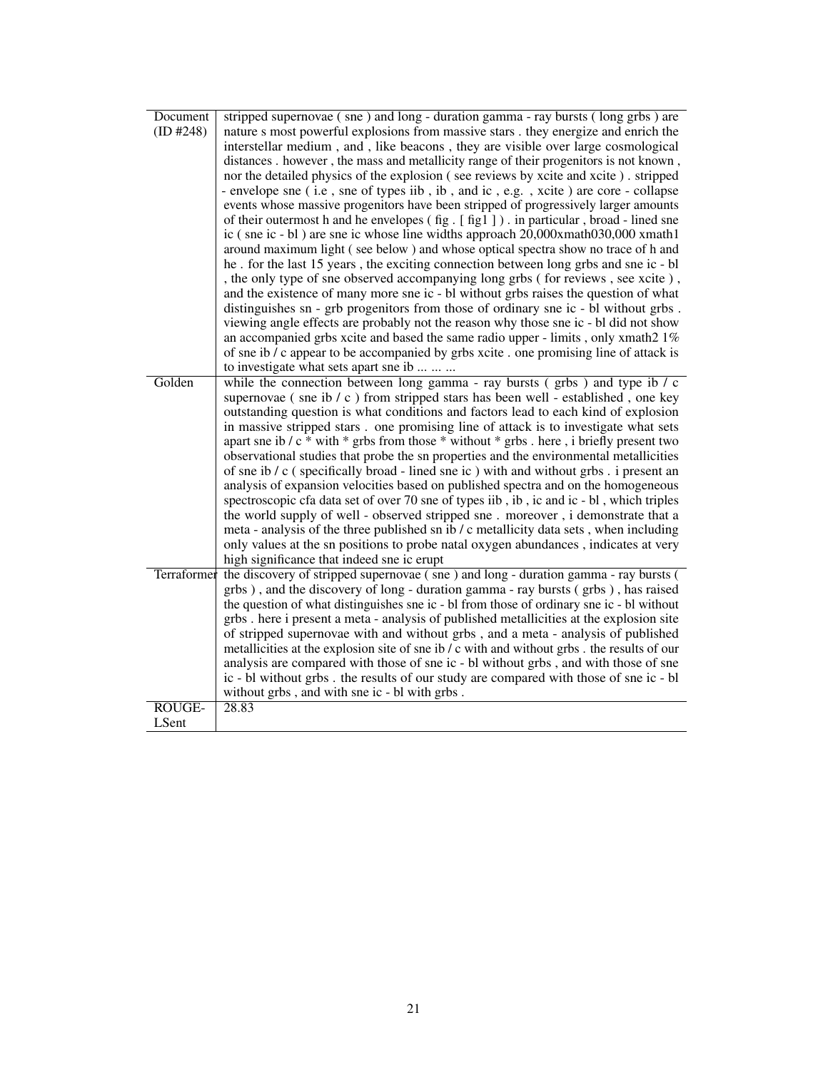| Document (ID #248) | stripped supernovae ( sne ) and long - duration gamma - ray bursts ( long grbs ) are nature s most powerful explosions from massive stars . they energize and enrich the interstellar medium , and , like beacons , they are visible over large cosmological distances . however , the mass and metallicity range of their progenitors is not known , nor the detailed physics of the explosion ( see reviews by xcite and xcite ) . stripped - envelope sne ( i.e , sne of types iib , ib , and ic , e.g. , xcite ) are core - collapse events whose massive progenitors have been stripped of progressively larger amounts of their outermost h and he envelopes ( fig . [ fig1 ] ) . in particular , broad - lined sne ic ( sne ic - bl ) are sne ic whose line widths approach 20,000xmath030,000 xmath1 around maximum light ( see below ) and whose optical spectra show no trace of h and he . for the last 15 years , the exciting connection between long grbs and sne ic - bl , the only type of sne observed accompanying long grbs ( for reviews , see xcite ) , and the existence of many more sne ic - bl without grbs raises the question of what distinguishes sn - grb progenitors from those of ordinary sne ic - bl without grbs . viewing angle effects are probably not the reason why those sne ic - bl did not show an accompanied grbs xcite and based the same radio upper - limits , only xmath2 1% of sne ib / c appear to be accompanied by grbs xcite . one promising line of attack is to investigate what sets apart sne ib ... ... ... |
|---|---|
| Golden | while the connection between long gamma - ray bursts ( grbs ) and type ib / c supernovae ( sne ib / c ) from stripped stars has been well - established , one key outstanding question is what conditions and factors lead to each kind of explosion in massive stripped stars . one promising line of attack is to investigate what sets apart sne ib / c * with * grbs from those * without * grbs . here , i briefly present two observational studies that probe the sn properties and the environmental metallicities of sne ib / c ( specifically broad - lined sne ic ) with and without grbs . i present an analysis of expansion velocities based on published spectra and on the homogeneous spectroscopic cfa data set of over 70 sne of types iib , ib , ic and ic - bl , which triples the world supply of well - observed stripped sne . moreover , i demonstrate that a meta - analysis of the three published sn ib / c metallicity data sets , when including only values at the sn positions to probe natal oxygen abundances , indicates at very high significance that indeed sne ic erupt |
| Terraformer | the discovery of stripped supernovae ( sne ) and long - duration gamma - ray bursts ( grbs ) , and the discovery of long - duration gamma - ray bursts ( grbs ) , has raised the question of what distinguishes sne ic - bl from those of ordinary sne ic - bl without grbs . here i present a meta - analysis of published metallicities at the explosion site of stripped supernovae with and without grbs , and a meta - analysis of published metallicities at the explosion site of sne ib / c with and without grbs . the results of our analysis are compared with those of sne ic - bl without grbs , and with those of sne ic - bl without grbs . the results of our study are compared with those of sne ic - bl without grbs , and with sne ic - bl with grbs . |
| ROUGE-LSent | 28.83 |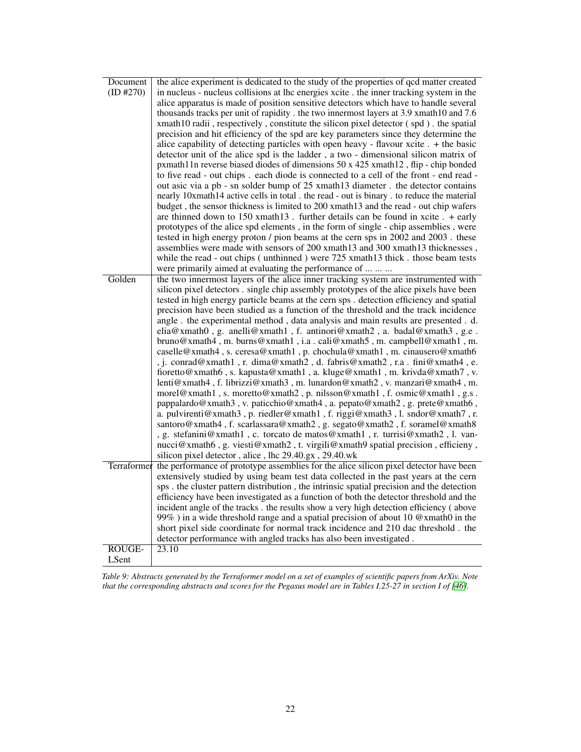| | |
|---|---|
| Document (ID #270) | the alice experiment is dedicated to the study of the properties of qcd matter created in nucleus - nucleus collisions at lhc energies xcite . the inner tracking system in the alice apparatus is made of position sensitive detectors which have to handle several thousands tracks per unit of rapidity . the two innermost layers at 3.9 xmath10 and 7.6 xmath10 radii , respectively , constitute the silicon pixel detector ( spd ) . the spatial precision and hit efficiency of the spd are key parameters since they determine the alice capability of detecting particles with open heavy - flavour xcite . + the basic detector unit of the alice spd is the ladder , a two - dimensional silicon matrix of pxmath11n reverse biased diodes of dimensions 50 x 425 xmath12 , flip - chip bonded to five read - out chips . each diode is connected to a cell of the front - end read - out asic via a pb - sn solder bump of 25 xmath13 diameter . the detector contains nearly 10xmath14 active cells in total . the read - out is binary . to reduce the material budget , the sensor thickness is limited to 200 xmath13 and the read - out chip wafers are thinned down to 150 xmath13 . further details can be found in xcite . + early prototypes of the alice spd elements , in the form of single - chip assemblies , were tested in high energy proton / pion beams at the cern sps in 2002 and 2003 . these assemblies were made with sensors of 200 xmath13 and 300 xmath13 thicknesses , while the read - out chips ( unthinned ) were 725 xmath13 thick . those beam tests were primarily aimed at evaluating the performance of ... ... ... |
| Golden | the two innermost layers of the alice inner tracking system are instrumented with silicon pixel detectors . single chip assembly prototypes of the alice pixels have been tested in high energy particle beams at the cern sps . detection efficiency and spatial precision have been studied as a function of the threshold and the track incidence angle . the experimental method , data analysis and main results are presented . d. elia@xmath0 , g. anelli@xmath1 , f. antinori@xmath2 , a. badal@xmath3 , g.e . bruno@xmath4 , m. burns@xmath1 , i.a . cali@xmath5 , m. campbell@xmath1 , m. caselle@xmath4 , s. ceresa@xmath1 , p. chochula@xmath1 , m. cinausero@xmath6 , j. conrad@xmath1 , r. dima@xmath2 , d. fabris@xmath2 , r.a . fini@xmath4 , e. fioretto@xmath6 , s. kapusta@xmath1 , a. kluge@xmath1 , m. krivda@xmath7 , v. lenti@xmath4 , f. librizzi@xmath3 , m. lunardon@xmath2 , v. manzari@xmath4 , m. morel@xmath1 , s. moretto@xmath2 , p. nilsson@xmath1 , f. osmic@xmath1 , g.s . pappalardo@xmath3 , v. paticchio@xmath4 , a. pepato@xmath2 , g. prete@xmath6 , a. pulvirenti@xmath3 , p. riedler@xmath1 , f. riggi@xmath3 , l. sndor@xmath7 , r. santoro@xmath4 , f. scarlassara@xmath2 , g. segato@xmath2 , f. soramel@xmath8 , g. stefanini@xmath1 , c. torcato de matos@xmath1 , r. turrisi@xmath2 , l. vannucci@xmath6 , g. viesti@xmath2 , t. virgili@xmath9 spatial precision , efficieny , silicon pixel detector , alice , lhc 29.40.gx , 29.40.wk |
| Terraformer | the performance of prototype assemblies for the alice silicon pixel detector have been extensively studied by using beam test data collected in the past years at the cern sps . the cluster pattern distribution , the intrinsic spatial precision and the detection efficiency have been investigated as a function of both the detector threshold and the incident angle of the tracks . the results show a very high detection efficiency ( above 99% ) in a wide threshold range and a spatial precision of about 10 @xmath0 in the short pixel side coordinate for normal track incidence and 210 dac threshold . the detector performance with angled tracks has also been investigated . |
| ROUGE-LSent | 23.10 |

*Table 9: Abstracts generated by the Terraformer model on a set of examples of scientific papers from ArXiv. Note that the corresponding abstracts and scores for the Pegasus model are in Tables I.25-27 in section I of [46].*